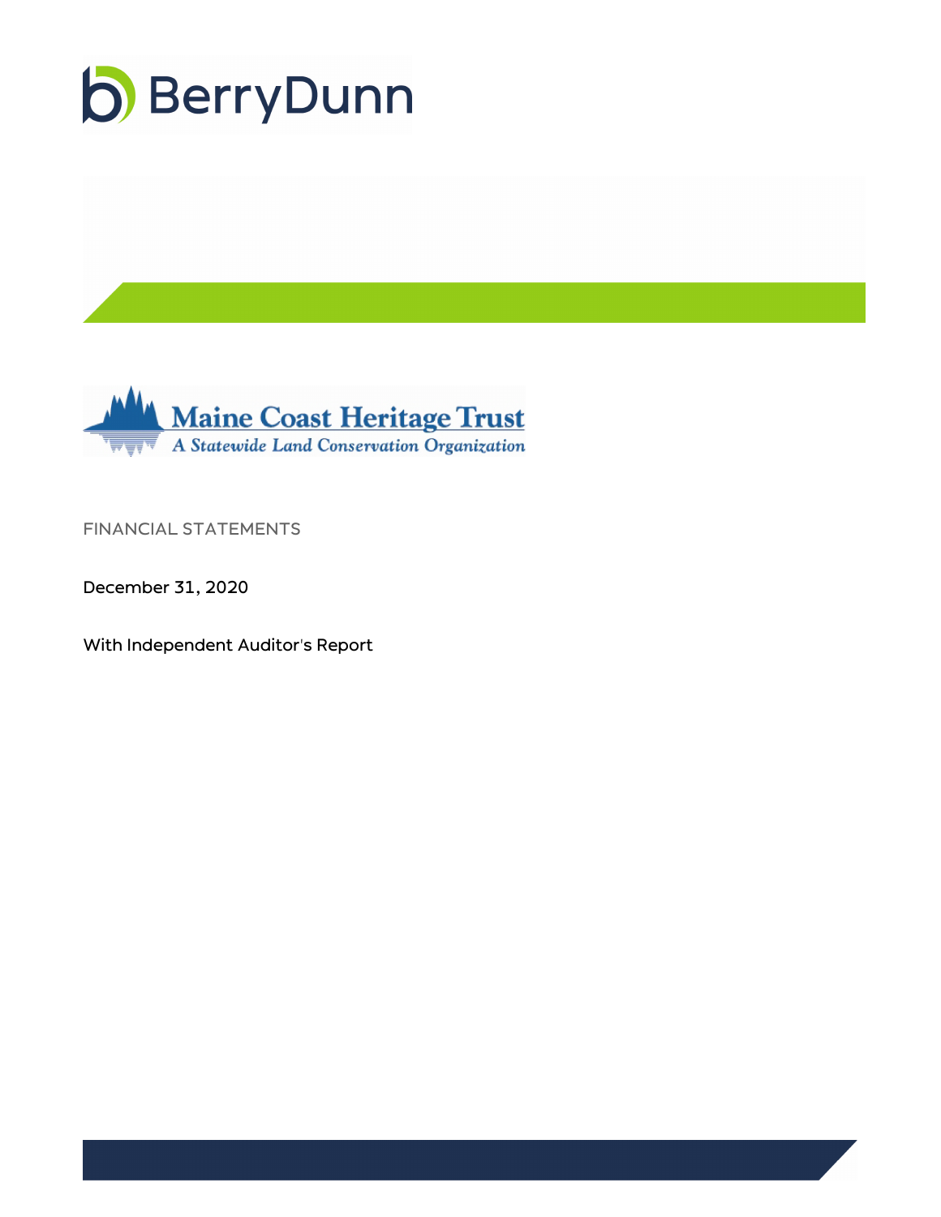BerryDunn

# Maine Coast Heritage Trust

*A Statewide Land Conservation Organization*

FINANCIAL STATEMENTS

December 31, 2020

With Independent Auditor's Report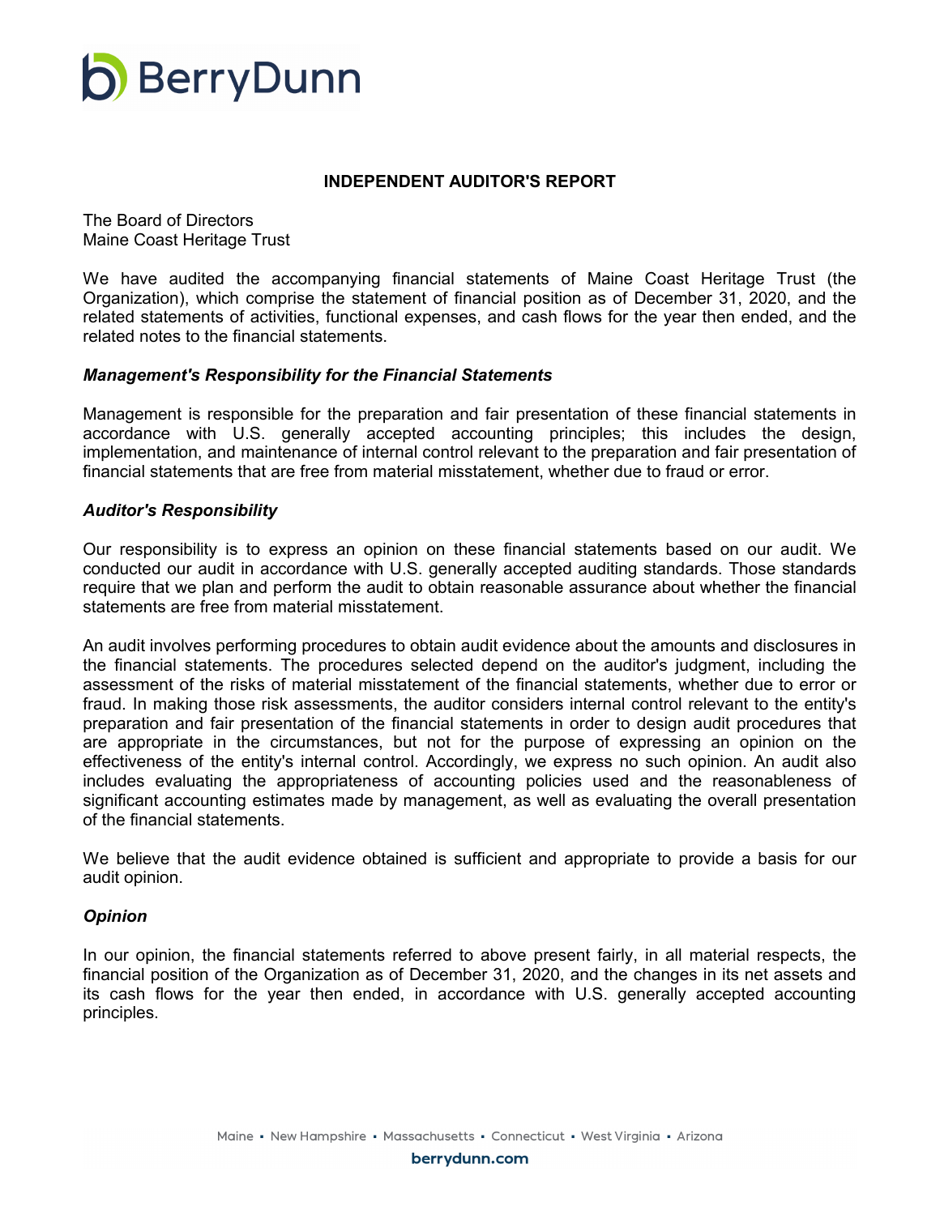## INDEPENDENT AUDITOR'S REPORT

The Board of Directors
Maine Coast Heritage Trust

We have audited the accompanying financial statements of Maine Coast Heritage Trust (the Organization), which comprise the statement of financial position as of December 31, 2020, and the related statements of activities, functional expenses, and cash flows for the year then ended, and the related notes to the financial statements.

### *Management's Responsibility for the Financial Statements*

Management is responsible for the preparation and fair presentation of these financial statements in accordance with U.S. generally accepted accounting principles; this includes the design, implementation, and maintenance of internal control relevant to the preparation and fair presentation of financial statements that are free from material misstatement, whether due to fraud or error.

### *Auditor's Responsibility*

Our responsibility is to express an opinion on these financial statements based on our audit. We conducted our audit in accordance with U.S. generally accepted auditing standards. Those standards require that we plan and perform the audit to obtain reasonable assurance about whether the financial statements are free from material misstatement.

An audit involves performing procedures to obtain audit evidence about the amounts and disclosures in the financial statements. The procedures selected depend on the auditor's judgment, including the assessment of the risks of material misstatement of the financial statements, whether due to error or fraud. In making those risk assessments, the auditor considers internal control relevant to the entity's preparation and fair presentation of the financial statements in order to design audit procedures that are appropriate in the circumstances, but not for the purpose of expressing an opinion on the effectiveness of the entity's internal control. Accordingly, we express no such opinion. An audit also includes evaluating the appropriateness of accounting policies used and the reasonableness of significant accounting estimates made by management, as well as evaluating the overall presentation of the financial statements.

We believe that the audit evidence obtained is sufficient and appropriate to provide a basis for our audit opinion.

### *Opinion*

In our opinion, the financial statements referred to above present fairly, in all material respects, the financial position of the Organization as of December 31, 2020, and the changes in its net assets and its cash flows for the year then ended, in accordance with U.S. generally accepted accounting principles.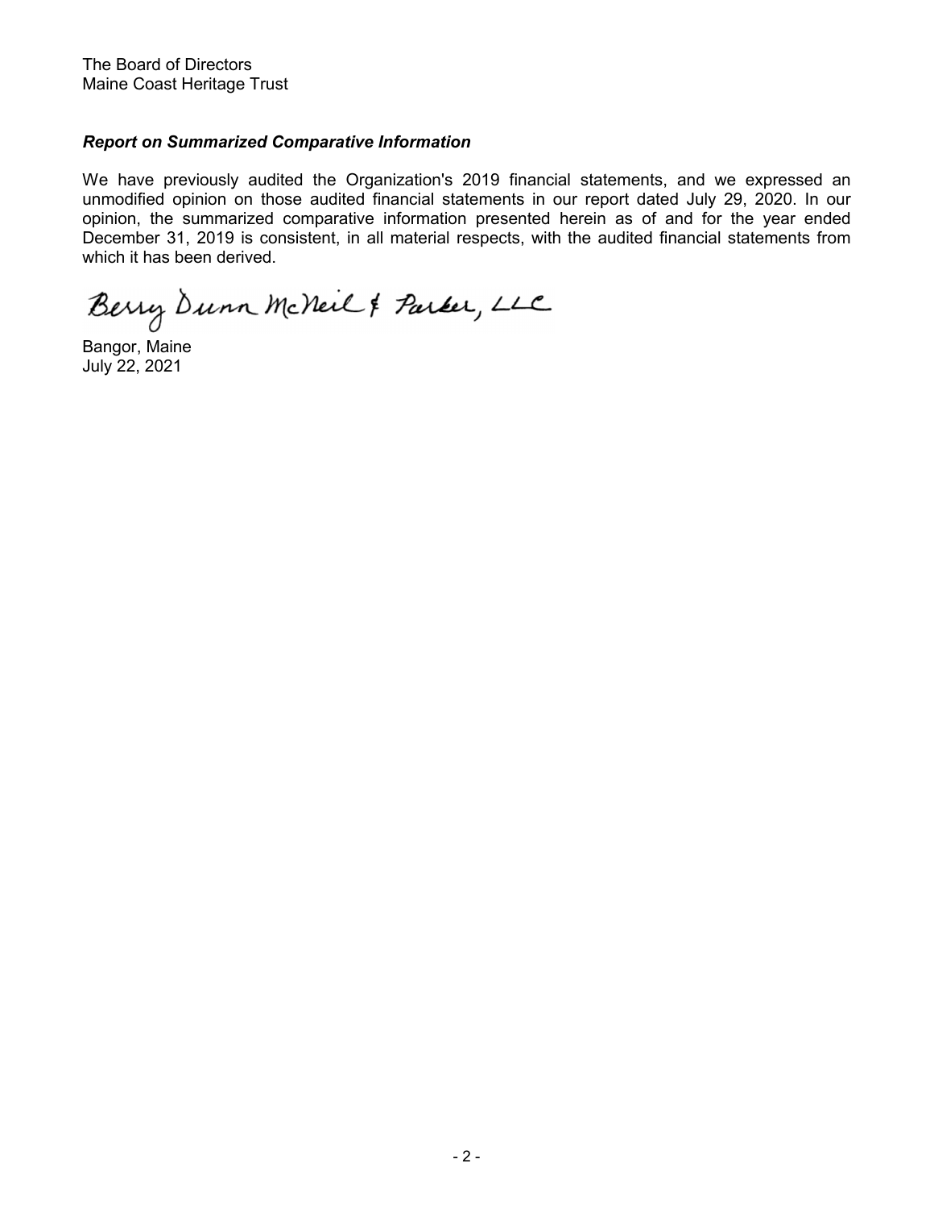The Board of Directors
Maine Coast Heritage Trust

***Report on Summarized Comparative Information***

We have previously audited the Organization's 2019 financial statements, and we expressed an unmodified opinion on those audited financial statements in our report dated July 29, 2020. In our opinion, the summarized comparative information presented herein as of and for the year ended December 31, 2019 is consistent, in all material respects, with the audited financial statements from which it has been derived.

Berry Dunn McNeil & Parker, LLC

Bangor, Maine
July 22, 2021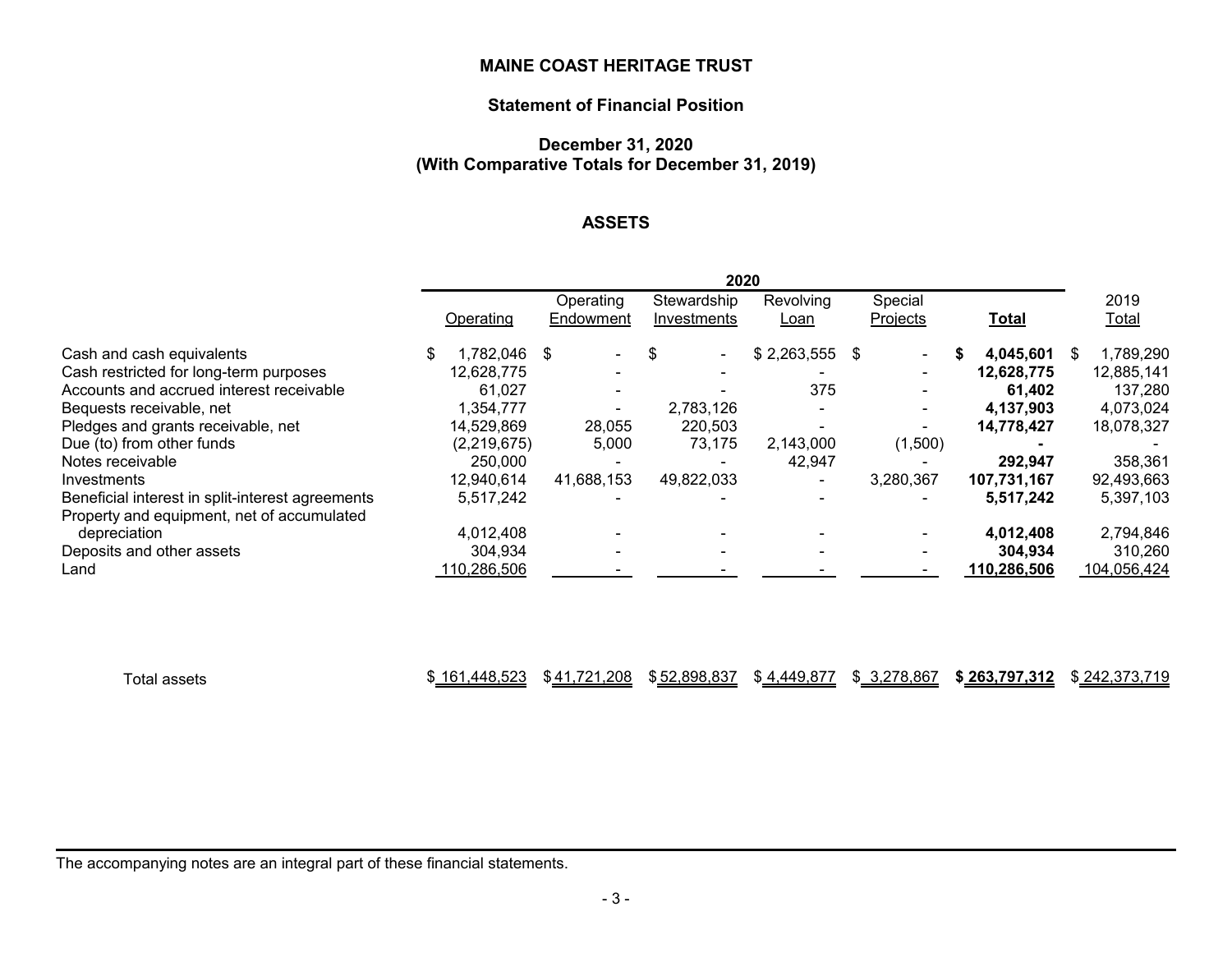# MAINE COAST HERITAGE TRUST

## Statement of Financial Position

### December 31, 2020
### (With Comparative Totals for December 31, 2019)

## ASSETS

| | 2020 | | | | | | |
|---|---|---|---|---|---|---|---|
| | Operating | Operating Endowment | Stewardship Investments | Revolving Loan | Special Projects | **Total** | 2019 Total |
| Cash and cash equivalents | $ 1,782,046 | $ - | $ - | $ 2,263,555 | $ - | **$ 4,045,601** | $ 1,789,290 |
| Cash restricted for long-term purposes | 12,628,775 | - | - | - | - | **12,628,775** | 12,885,141 |
| Accounts and accrued interest receivable | 61,027 | - | - | 375 | - | **61,402** | 137,280 |
| Bequests receivable, net | 1,354,777 | - | 2,783,126 | - | - | **4,137,903** | 4,073,024 |
| Pledges and grants receivable, net | 14,529,869 | 28,055 | 220,503 | - | - | **14,778,427** | 18,078,327 |
| Due (to) from other funds | (2,219,675) | 5,000 | 73,175 | 2,143,000 | (1,500) | **-** | - |
| Notes receivable | 250,000 | - | - | 42,947 | - | **292,947** | 358,361 |
| Investments | 12,940,614 | 41,688,153 | 49,822,033 | - | 3,280,367 | **107,731,167** | 92,493,663 |
| Beneficial interest in split-interest agreements | 5,517,242 | - | - | - | - | **5,517,242** | 5,397,103 |
| Property and equipment, net of accumulated depreciation | 4,012,408 | - | - | - | - | **4,012,408** | 2,794,846 |
| Deposits and other assets | 304,934 | - | - | - | - | **304,934** | 310,260 |
| Land | 110,286,506 | - | - | - | - | **110,286,506** | 104,056,424 |
| Total assets | $ 161,448,523 | $ 41,721,208 | $ 52,898,837 | $ 4,449,877 | $ 3,278,867 | **$ 263,797,312** | $ 242,373,719 |

The accompanying notes are an integral part of these financial statements.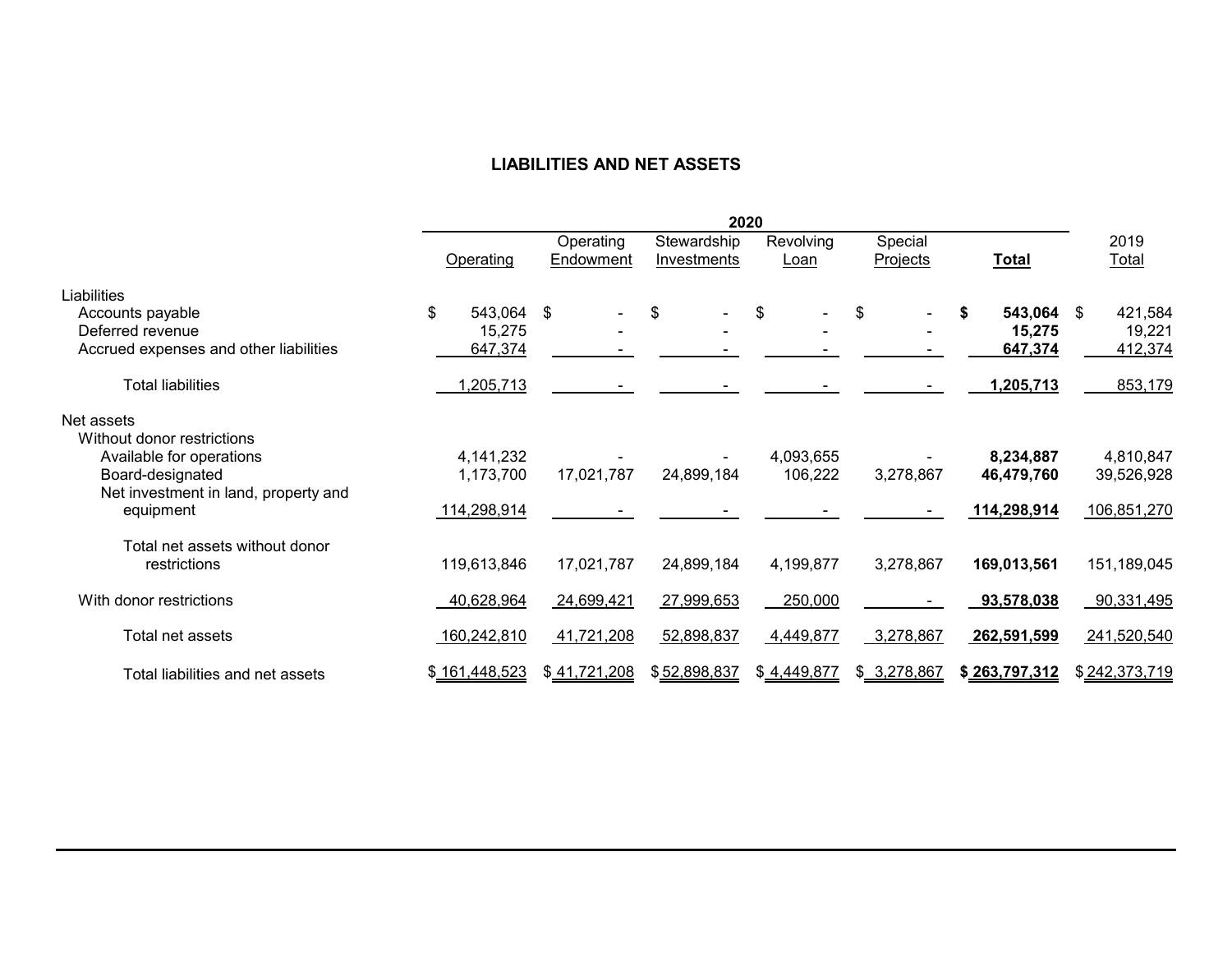## LIABILITIES AND NET ASSETS

| | 2020 | | | | | | 2019 |
|---|---|---|---|---|---|---|---|
| | Operating | Operating Endowment | Stewardship Investments | Revolving Loan | Special Projects | **Total** | Total |
| Liabilities | | | | | | | |
| Accounts payable | $ 543,064 | $ - | $ - | $ - | $ - | **$ 543,064** | $ 421,584 |
| Deferred revenue | 15,275 | - | - | - | - | **15,275** | 19,221 |
| Accrued expenses and other liabilities | 647,374 | - | - | - | - | **647,374** | 412,374 |
| Total liabilities | 1,205,713 | - | - | - | - | **1,205,713** | 853,179 |
| Net assets | | | | | | | |
| Without donor restrictions | | | | | | | |
| Available for operations | 4,141,232 | - | - | 4,093,655 | - | **8,234,887** | 4,810,847 |
| Board-designated | 1,173,700 | 17,021,787 | 24,899,184 | 106,222 | 3,278,867 | **46,479,760** | 39,526,928 |
| Net investment in land, property and equipment | 114,298,914 | - | - | - | - | **114,298,914** | 106,851,270 |
| Total net assets without donor restrictions | 119,613,846 | 17,021,787 | 24,899,184 | 4,199,877 | 3,278,867 | **169,013,561** | 151,189,045 |
| With donor restrictions | 40,628,964 | 24,699,421 | 27,999,653 | 250,000 | - | **93,578,038** | 90,331,495 |
| Total net assets | 160,242,810 | 41,721,208 | 52,898,837 | 4,449,877 | 3,278,867 | **262,591,599** | 241,520,540 |
| Total liabilities and net assets | $ 161,448,523 | $ 41,721,208 | $ 52,898,837 | $ 4,449,877 | $ 3,278,867 | **$ 263,797,312** | $ 242,373,719 |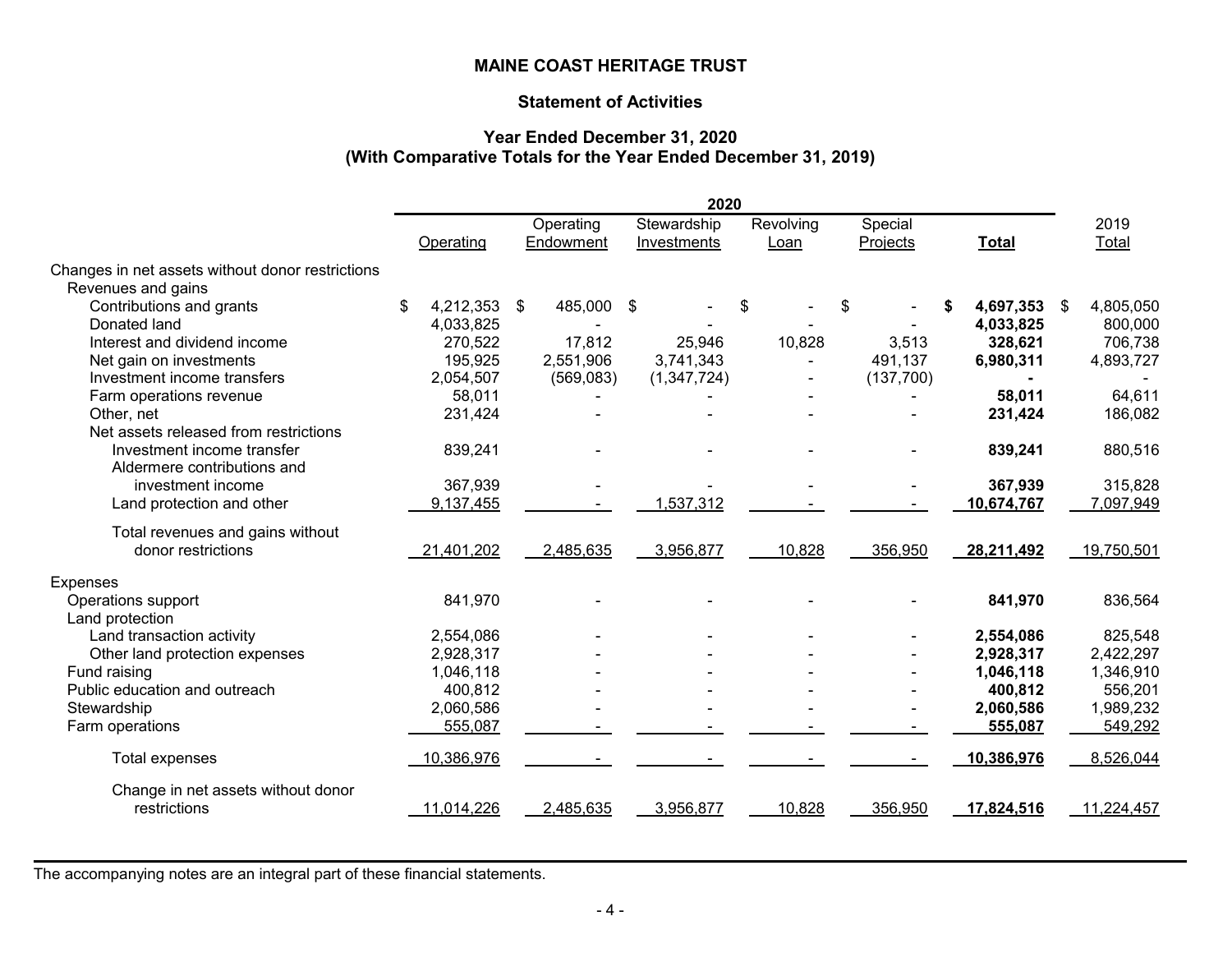# MAINE COAST HERITAGE TRUST

## Statement of Activities

### Year Ended December 31, 2020
### (With Comparative Totals for the Year Ended December 31, 2019)

| | 2020 | | | | | | |
|---|---|---|---|---|---|---|---|
| | Operating | Operating Endowment | Stewardship Investments | Revolving Loan | Special Projects | **Total** | 2019 Total |
| Changes in net assets without donor restrictions | | | | | | | |
| Revenues and gains | | | | | | | |
| Contributions and grants | $ 4,212,353 | $ 485,000 | $ - | $ - | $ - | **$ 4,697,353** | $ 4,805,050 |
| Donated land | 4,033,825 | - | - | - | - | **4,033,825** | 800,000 |
| Interest and dividend income | 270,522 | 17,812 | 25,946 | 10,828 | 3,513 | **328,621** | 706,738 |
| Net gain on investments | 195,925 | 2,551,906 | 3,741,343 | - | 491,137 | **6,980,311** | 4,893,727 |
| Investment income transfers | 2,054,507 | (569,083) | (1,347,724) | - | (137,700) | **-** | - |
| Farm operations revenue | 58,011 | - | - | - | - | **58,011** | 64,611 |
| Other, net | 231,424 | - | - | - | - | **231,424** | 186,082 |
| Net assets released from restrictions | | | | | | | |
| Investment income transfer | 839,241 | - | - | - | - | **839,241** | 880,516 |
| Aldermere contributions and investment income | 367,939 | - | - | - | - | **367,939** | 315,828 |
| Land protection and other | 9,137,455 | - | 1,537,312 | - | - | **10,674,767** | 7,097,949 |
| Total revenues and gains without donor restrictions | 21,401,202 | 2,485,635 | 3,956,877 | 10,828 | 356,950 | **28,211,492** | 19,750,501 |
| Expenses | | | | | | | |
| Operations support | 841,970 | - | - | - | - | **841,970** | 836,564 |
| Land protection | | | | | | | |
| Land transaction activity | 2,554,086 | - | - | - | - | **2,554,086** | 825,548 |
| Other land protection expenses | 2,928,317 | - | - | - | - | **2,928,317** | 2,422,297 |
| Fund raising | 1,046,118 | - | - | - | - | **1,046,118** | 1,346,910 |
| Public education and outreach | 400,812 | - | - | - | - | **400,812** | 556,201 |
| Stewardship | 2,060,586 | - | - | - | - | **2,060,586** | 1,989,232 |
| Farm operations | 555,087 | - | - | - | - | **555,087** | 549,292 |
| Total expenses | 10,386,976 | - | - | - | - | **10,386,976** | 8,526,044 |
| Change in net assets without donor restrictions | 11,014,226 | 2,485,635 | 3,956,877 | 10,828 | 356,950 | **17,824,516** | 11,224,457 |

The accompanying notes are an integral part of these financial statements.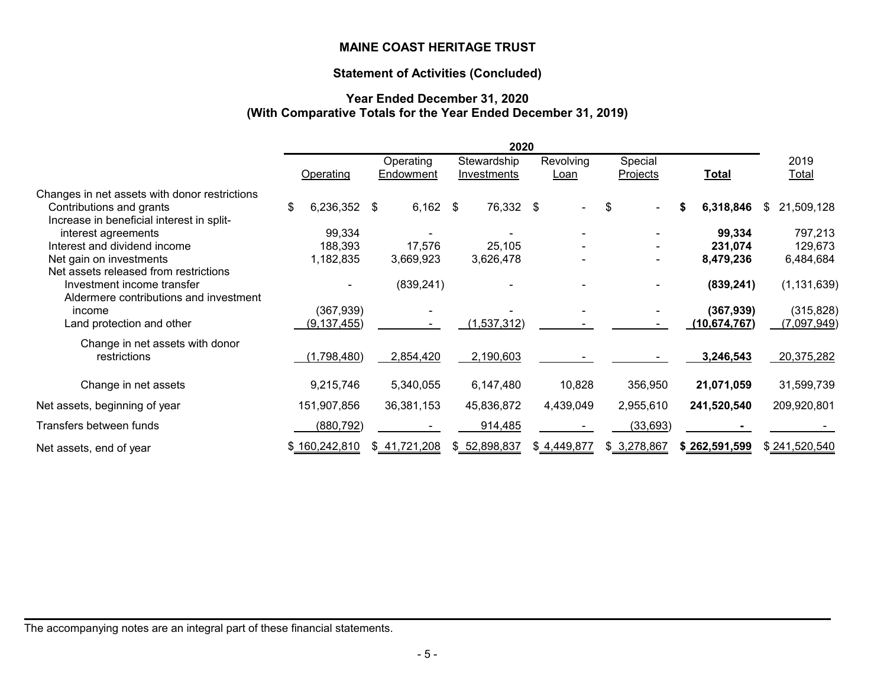**MAINE COAST HERITAGE TRUST**

**Statement of Activities (Concluded)**

**Year Ended December 31, 2020**
**(With Comparative Totals for the Year Ended December 31, 2019)**

| | 2020 | | | | | | |
|---|---|---|---|---|---|---|---|
| | Operating | Operating Endowment | Stewardship Investments | Revolving Loan | Special Projects | **Total** | 2019 Total |
| Changes in net assets with donor restrictions | | | | | | | |
| Contributions and grants | $ 6,236,352 | $ 6,162 | $ 76,332 | $ - | $ - | **$ 6,318,846** | $ 21,509,128 |
| Increase in beneficial interest in split-interest agreements | 99,334 | - | - | - | - | **99,334** | 797,213 |
| Interest and dividend income | 188,393 | 17,576 | 25,105 | - | - | **231,074** | 129,673 |
| Net gain on investments | 1,182,835 | 3,669,923 | 3,626,478 | - | - | **8,479,236** | 6,484,684 |
| Net assets released from restrictions | | | | | | | |
| Investment income transfer | - | (839,241) | - | - | - | **(839,241)** | (1,131,639) |
| Aldermere contributions and investment income | (367,939) | - | - | - | - | **(367,939)** | (315,828) |
| Land protection and other | (9,137,455) | - | (1,537,312) | - | - | **(10,674,767)** | (7,097,949) |
| Change in net assets with donor restrictions | (1,798,480) | 2,854,420 | 2,190,603 | - | - | **3,246,543** | 20,375,282 |
| Change in net assets | 9,215,746 | 5,340,055 | 6,147,480 | 10,828 | 356,950 | **21,071,059** | 31,599,739 |
| Net assets, beginning of year | 151,907,856 | 36,381,153 | 45,836,872 | 4,439,049 | 2,955,610 | **241,520,540** | 209,920,801 |
| Transfers between funds | (880,792) | - | 914,485 | - | (33,693) | **-** | - |
| Net assets, end of year | $ 160,242,810 | $ 41,721,208 | $ 52,898,837 | $ 4,449,877 | $ 3,278,867 | **$ 262,591,599** | $ 241,520,540 |

The accompanying notes are an integral part of these financial statements.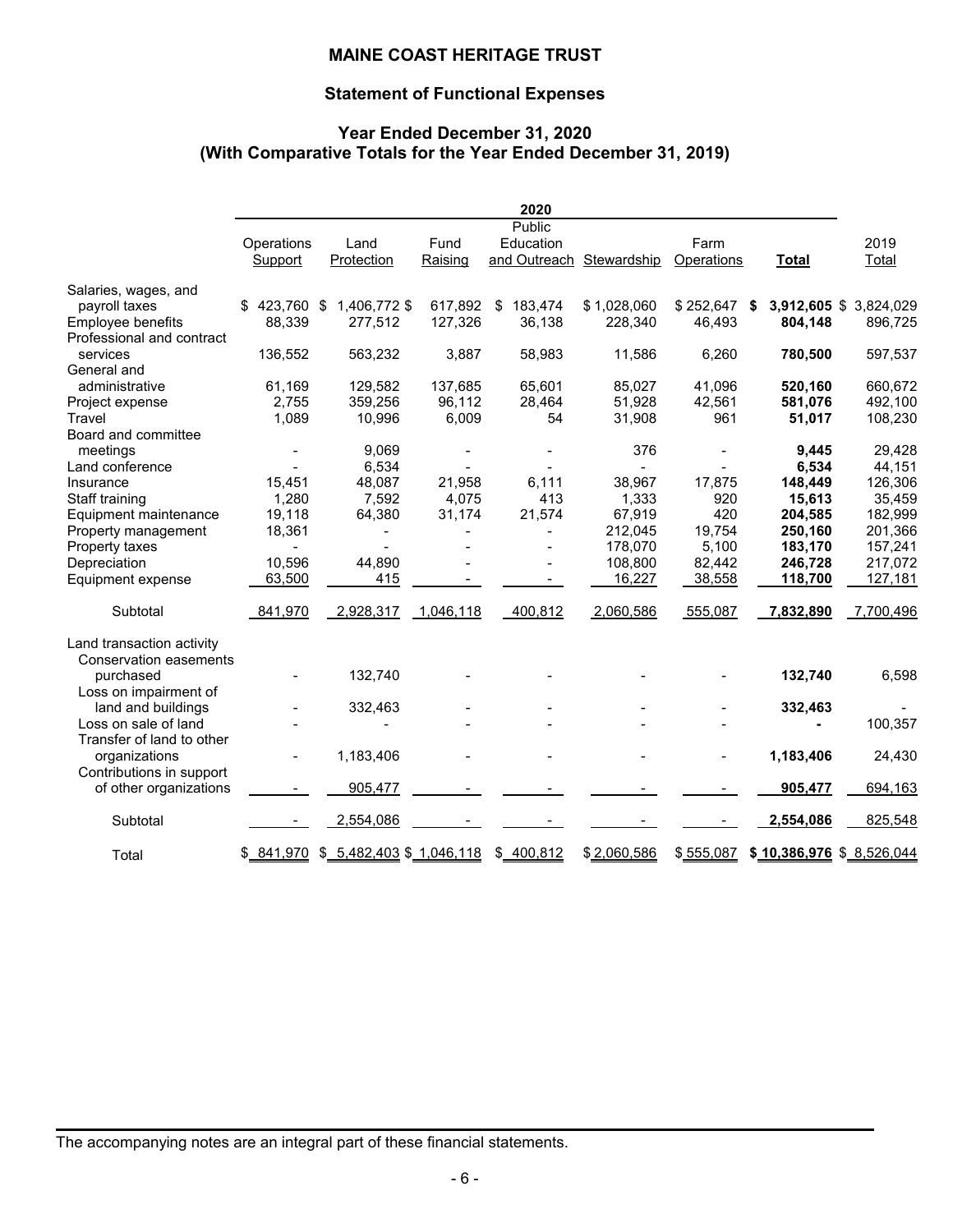# MAINE COAST HERITAGE TRUST

## Statement of Functional Expenses

### Year Ended December 31, 2020
### (With Comparative Totals for the Year Ended December 31, 2019)

| | 2020 | | | | | | | |
|---|---|---|---|---|---|---|---|---|
| | Operations Support | Land Protection | Fund Raising | Public Education and Outreach | Stewardship | Farm Operations | **Total** | 2019 Total |
| Salaries, wages, and payroll taxes | $ 423,760 | $ 1,406,772 | $ 617,892 | $ 183,474 | $ 1,028,060 | $ 252,647 | **$ 3,912,605** | $ 3,824,029 |
| Employee benefits | 88,339 | 277,512 | 127,326 | 36,138 | 228,340 | 46,493 | **804,148** | 896,725 |
| Professional and contract services | 136,552 | 563,232 | 3,887 | 58,983 | 11,586 | 6,260 | **780,500** | 597,537 |
| General and administrative | 61,169 | 129,582 | 137,685 | 65,601 | 85,027 | 41,096 | **520,160** | 660,672 |
| Project expense | 2,755 | 359,256 | 96,112 | 28,464 | 51,928 | 42,561 | **581,076** | 492,100 |
| Travel | 1,089 | 10,996 | 6,009 | 54 | 31,908 | 961 | **51,017** | 108,230 |
| Board and committee meetings | - | 9,069 | - | - | 376 | - | **9,445** | 29,428 |
| Land conference | - | 6,534 | - | - | - | - | **6,534** | 44,151 |
| Insurance | 15,451 | 48,087 | 21,958 | 6,111 | 38,967 | 17,875 | **148,449** | 126,306 |
| Staff training | 1,280 | 7,592 | 4,075 | 413 | 1,333 | 920 | **15,613** | 35,459 |
| Equipment maintenance | 19,118 | 64,380 | 31,174 | 21,574 | 67,919 | 420 | **204,585** | 182,999 |
| Property management | 18,361 | - | - | - | 212,045 | 19,754 | **250,160** | 201,366 |
| Property taxes | - | - | - | - | 178,070 | 5,100 | **183,170** | 157,241 |
| Depreciation | 10,596 | 44,890 | - | - | 108,800 | 82,442 | **246,728** | 217,072 |
| Equipment expense | 63,500 | 415 | - | - | 16,227 | 38,558 | **118,700** | 127,181 |
| Subtotal | 841,970 | 2,928,317 | 1,046,118 | 400,812 | 2,060,586 | 555,087 | **7,832,890** | 7,700,496 |
| Land transaction activity | | | | | | | | |
| Conservation easements purchased | - | 132,740 | - | - | - | - | **132,740** | 6,598 |
| Loss on impairment of land and buildings | - | 332,463 | - | - | - | - | **332,463** | - |
| Loss on sale of land | - | - | - | - | - | - | **-** | 100,357 |
| Transfer of land to other organizations | - | 1,183,406 | - | - | - | - | **1,183,406** | 24,430 |
| Contributions in support of other organizations | - | 905,477 | - | - | - | - | **905,477** | 694,163 |
| Subtotal | - | 2,554,086 | - | - | - | - | **2,554,086** | 825,548 |
| Total | $ 841,970 | $ 5,482,403 | $ 1,046,118 | $ 400,812 | $ 2,060,586 | $ 555,087 | **$ 10,386,976** | $ 8,526,044 |

The accompanying notes are an integral part of these financial statements.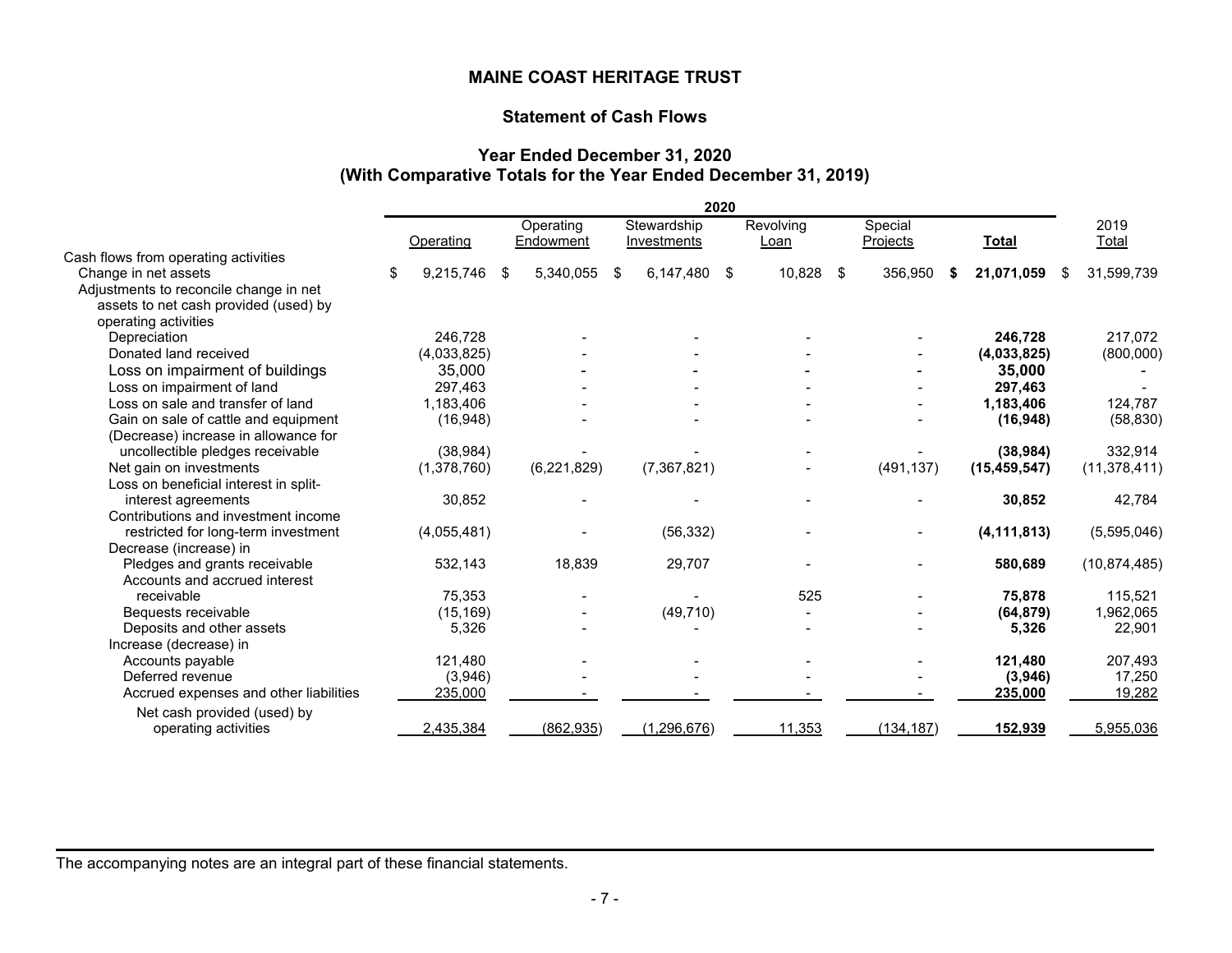# MAINE COAST HERITAGE TRUST

## Statement of Cash Flows

### Year Ended December 31, 2020
### (With Comparative Totals for the Year Ended December 31, 2019)

| | 2020 | | | | | | |
|---|---|---|---|---|---|---|---|
| | Operating | Operating Endowment | Stewardship Investments | Revolving Loan | Special Projects | **Total** | 2019 Total |
| Cash flows from operating activities | | | | | | | |
| Change in net assets | $ 9,215,746 | $ 5,340,055 | $ 6,147,480 | $ 10,828 | $ 356,950 | **$ 21,071,059** | $ 31,599,739 |
| Adjustments to reconcile change in net assets to net cash provided (used) by operating activities | | | | | | | |
| Depreciation | 246,728 | - | - | - | - | **246,728** | 217,072 |
| Donated land received | (4,033,825) | - | - | - | - | **(4,033,825)** | (800,000) |
| Loss on impairment of buildings | 35,000 | - | - | - | - | **35,000** | - |
| Loss on impairment of land | 297,463 | - | - | - | - | **297,463** | - |
| Loss on sale and transfer of land | 1,183,406 | - | - | - | - | **1,183,406** | 124,787 |
| Gain on sale of cattle and equipment | (16,948) | - | - | - | - | **(16,948)** | (58,830) |
| (Decrease) increase in allowance for uncollectible pledges receivable | (38,984) | - | - | - | - | **(38,984)** | 332,914 |
| Net gain on investments | (1,378,760) | (6,221,829) | (7,367,821) | - | (491,137) | **(15,459,547)** | (11,378,411) |
| Loss on beneficial interest in split-interest agreements | 30,852 | - | - | - | - | **30,852** | 42,784 |
| Contributions and investment income restricted for long-term investment | (4,055,481) | - | (56,332) | - | - | **(4,111,813)** | (5,595,046) |
| Decrease (increase) in | | | | | | | |
| Pledges and grants receivable | 532,143 | 18,839 | 29,707 | - | - | **580,689** | (10,874,485) |
| Accounts and accrued interest receivable | 75,353 | - | - | 525 | - | **75,878** | 115,521 |
| Bequests receivable | (15,169) | - | (49,710) | - | - | **(64,879)** | 1,962,065 |
| Deposits and other assets | 5,326 | - | - | - | - | **5,326** | 22,901 |
| Increase (decrease) in | | | | | | | |
| Accounts payable | 121,480 | - | - | - | - | **121,480** | 207,493 |
| Deferred revenue | (3,946) | - | - | - | - | **(3,946)** | 17,250 |
| Accrued expenses and other liabilities | 235,000 | - | - | - | - | **235,000** | 19,282 |
| Net cash provided (used) by operating activities | 2,435,384 | (862,935) | (1,296,676) | 11,353 | (134,187) | **152,939** | 5,955,036 |

The accompanying notes are an integral part of these financial statements.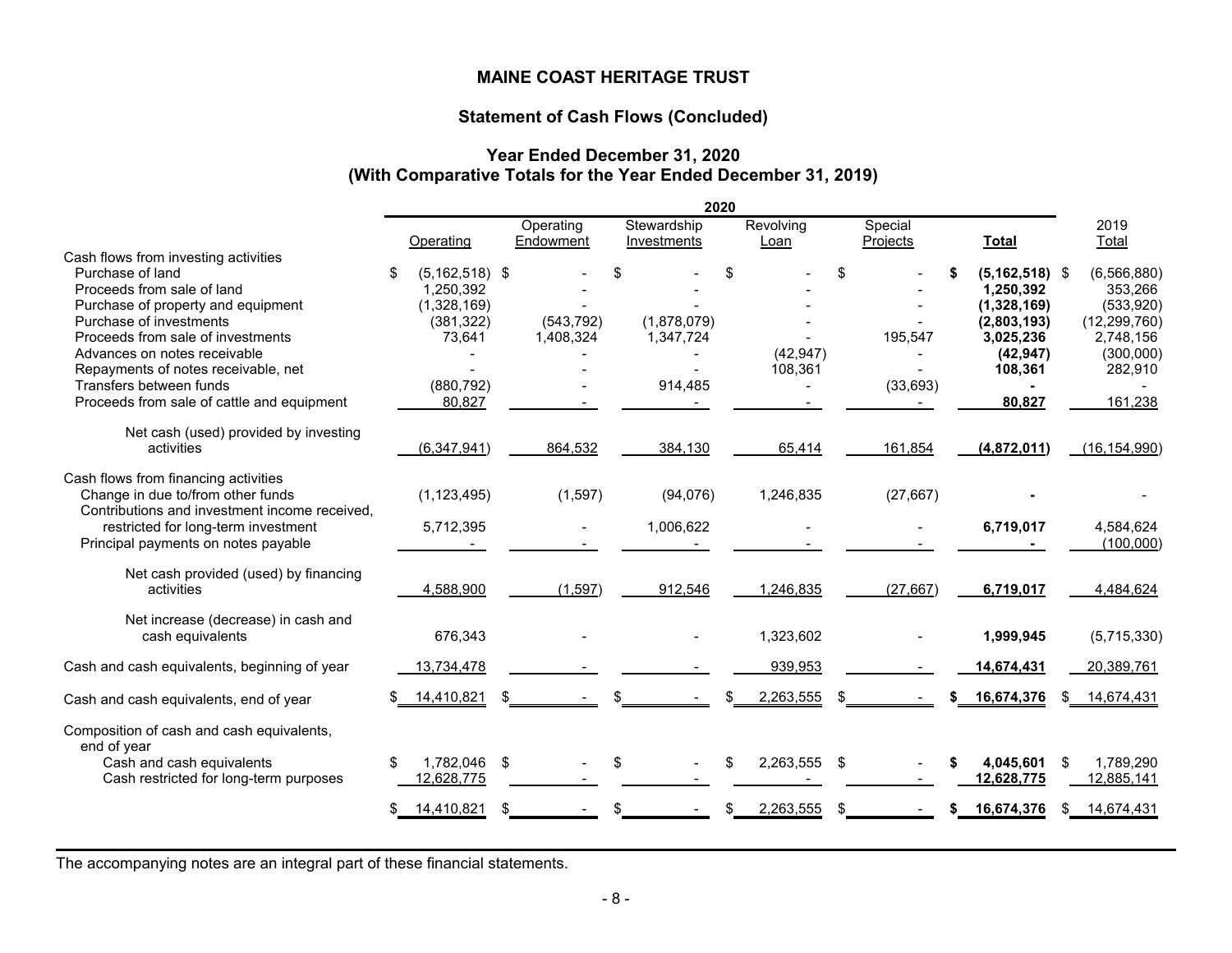# MAINE COAST HERITAGE TRUST

## Statement of Cash Flows (Concluded)

### Year Ended December 31, 2020
### (With Comparative Totals for the Year Ended December 31, 2019)

| | 2020 | | | | | | |
|---|---|---|---|---|---|---|---|
| | Operating | Operating Endowment | Stewardship Investments | Revolving Loan | Special Projects | **Total** | 2019 Total |
| Cash flows from investing activities | | | | | | | |
| Purchase of land | $ (5,162,518) | $ - | $ - | $ - | $ - | **$ (5,162,518)** | $ (6,566,880) |
| Proceeds from sale of land | 1,250,392 | - | - | - | - | **1,250,392** | 353,266 |
| Purchase of property and equipment | (1,328,169) | - | - | - | - | **(1,328,169)** | (533,920) |
| Purchase of investments | (381,322) | (543,792) | (1,878,079) | - | - | **(2,803,193)** | (12,299,760) |
| Proceeds from sale of investments | 73,641 | 1,408,324 | 1,347,724 | - | 195,547 | **3,025,236** | 2,748,156 |
| Advances on notes receivable | - | - | - | (42,947) | - | **(42,947)** | (300,000) |
| Repayments of notes receivable, net | - | - | - | 108,361 | - | **108,361** | 282,910 |
| Transfers between funds | (880,792) | - | 914,485 | - | (33,693) | **-** | - |
| Proceeds from sale of cattle and equipment | 80,827 | - | - | - | - | **80,827** | 161,238 |
| Net cash (used) provided by investing activities | (6,347,941) | 864,532 | 384,130 | 65,414 | 161,854 | **(4,872,011)** | (16,154,990) |
| Cash flows from financing activities | | | | | | | |
| Change in due to/from other funds | (1,123,495) | (1,597) | (94,076) | 1,246,835 | (27,667) | **-** | - |
| Contributions and investment income received, restricted for long-term investment | 5,712,395 | - | 1,006,622 | - | - | **6,719,017** | 4,584,624 |
| Principal payments on notes payable | - | - | - | - | - | **-** | (100,000) |
| Net cash provided (used) by financing activities | 4,588,900 | (1,597) | 912,546 | 1,246,835 | (27,667) | **6,719,017** | 4,484,624 |
| Net increase (decrease) in cash and cash equivalents | 676,343 | - | - | 1,323,602 | - | **1,999,945** | (5,715,330) |
| Cash and cash equivalents, beginning of year | 13,734,478 | - | - | 939,953 | - | **14,674,431** | 20,389,761 |
| Cash and cash equivalents, end of year | $ 14,410,821 | $ - | $ - | $ 2,263,555 | $ - | **$ 16,674,376** | $ 14,674,431 |
| Composition of cash and cash equivalents, end of year | | | | | | | |
| Cash and cash equivalents | $ 1,782,046 | $ - | $ - | $ 2,263,555 | $ - | **$ 4,045,601** | $ 1,789,290 |
| Cash restricted for long-term purposes | 12,628,775 | - | - | - | - | **12,628,775** | 12,885,141 |
| | $ 14,410,821 | $ - | $ - | $ 2,263,555 | $ - | **$ 16,674,376** | $ 14,674,431 |

The accompanying notes are an integral part of these financial statements.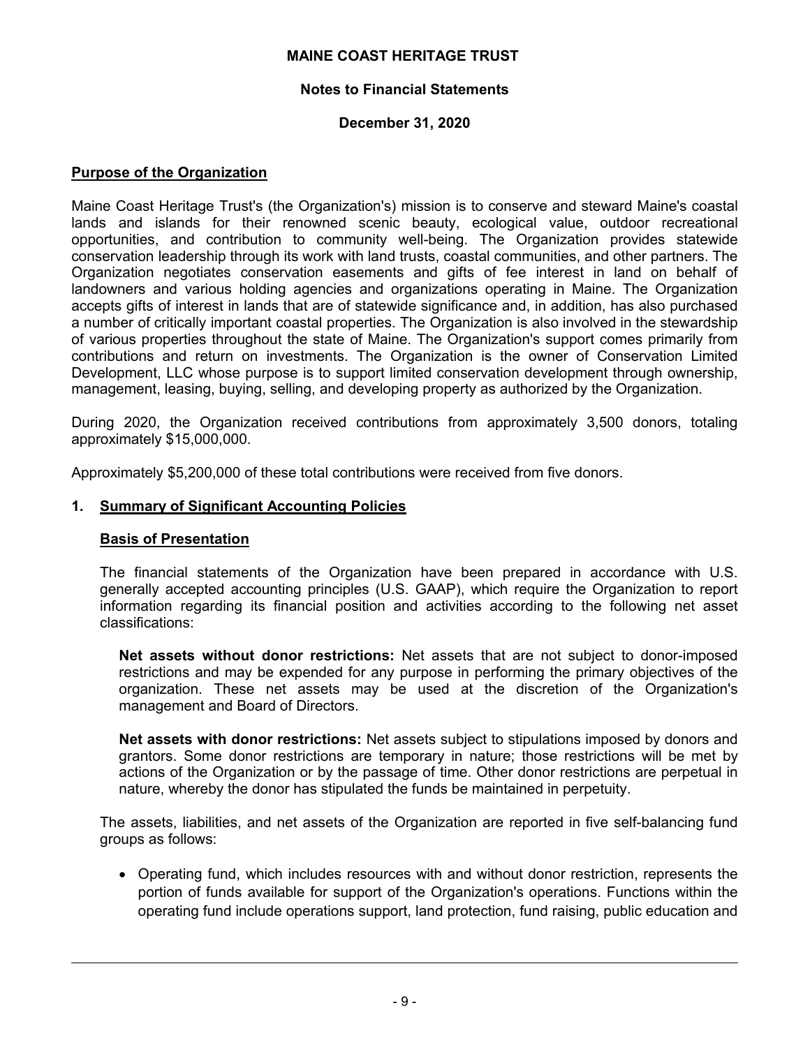# MAINE COAST HERITAGE TRUST

## Notes to Financial Statements

### December 31, 2020

## Purpose of the Organization

Maine Coast Heritage Trust's (the Organization's) mission is to conserve and steward Maine's coastal lands and islands for their renowned scenic beauty, ecological value, outdoor recreational opportunities, and contribution to community well-being. The Organization provides statewide conservation leadership through its work with land trusts, coastal communities, and other partners. The Organization negotiates conservation easements and gifts of fee interest in land on behalf of landowners and various holding agencies and organizations operating in Maine. The Organization accepts gifts of interest in lands that are of statewide significance and, in addition, has also purchased a number of critically important coastal properties. The Organization is also involved in the stewardship of various properties throughout the state of Maine. The Organization's support comes primarily from contributions and return on investments. The Organization is the owner of Conservation Limited Development, LLC whose purpose is to support limited conservation development through ownership, management, leasing, buying, selling, and developing property as authorized by the Organization.

During 2020, the Organization received contributions from approximately 3,500 donors, totaling approximately $15,000,000.

Approximately $5,200,000 of these total contributions were received from five donors.

## 1. Summary of Significant Accounting Policies

### Basis of Presentation

The financial statements of the Organization have been prepared in accordance with U.S. generally accepted accounting principles (U.S. GAAP), which require the Organization to report information regarding its financial position and activities according to the following net asset classifications:

**Net assets without donor restrictions:** Net assets that are not subject to donor-imposed restrictions and may be expended for any purpose in performing the primary objectives of the organization. These net assets may be used at the discretion of the Organization's management and Board of Directors.

**Net assets with donor restrictions:** Net assets subject to stipulations imposed by donors and grantors. Some donor restrictions are temporary in nature; those restrictions will be met by actions of the Organization or by the passage of time. Other donor restrictions are perpetual in nature, whereby the donor has stipulated the funds be maintained in perpetuity.

The assets, liabilities, and net assets of the Organization are reported in five self-balancing fund groups as follows:

- Operating fund, which includes resources with and without donor restriction, represents the portion of funds available for support of the Organization's operations. Functions within the operating fund include operations support, land protection, fund raising, public education and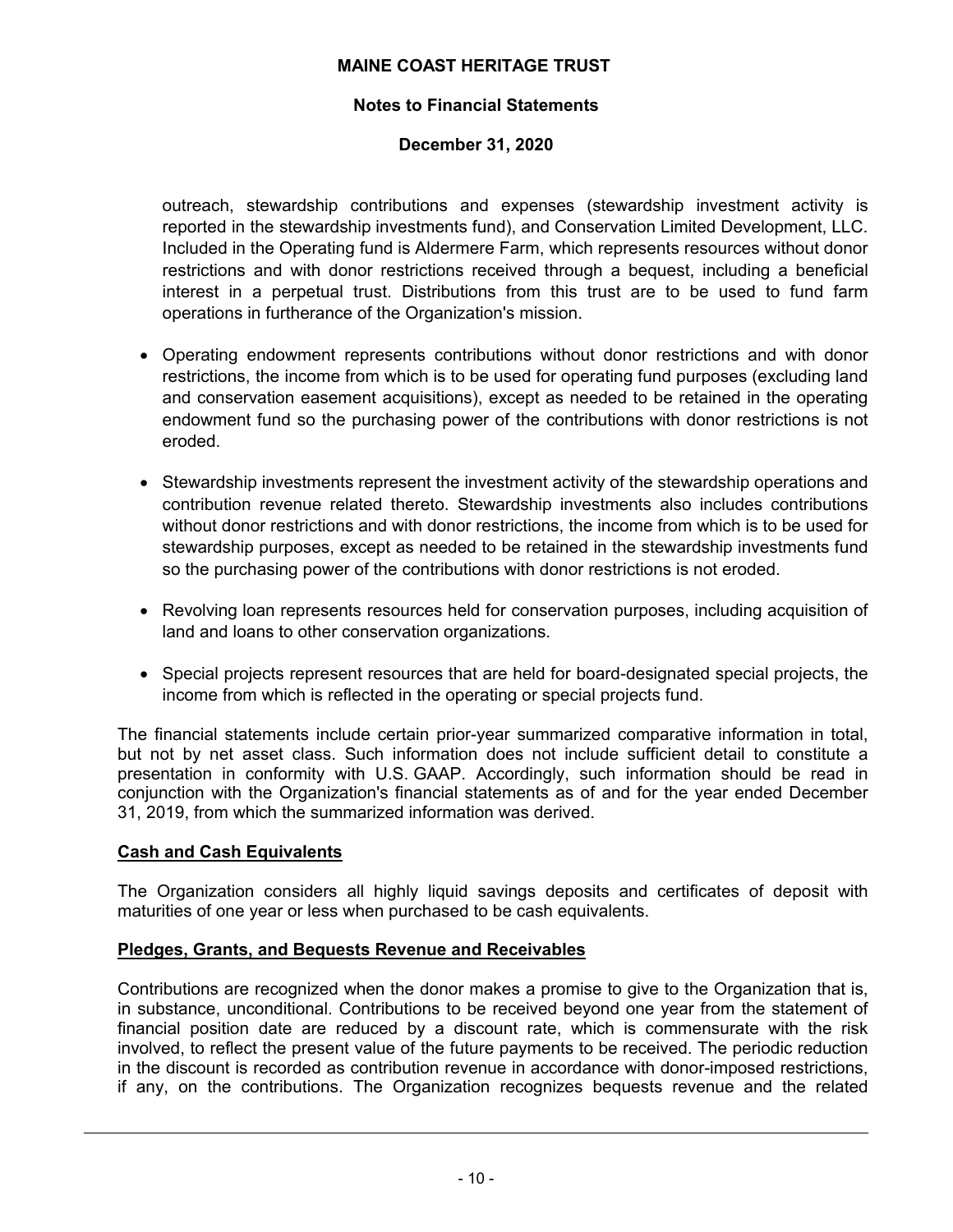outreach, stewardship contributions and expenses (stewardship investment activity is reported in the stewardship investments fund), and Conservation Limited Development, LLC. Included in the Operating fund is Aldermere Farm, which represents resources without donor restrictions and with donor restrictions received through a bequest, including a beneficial interest in a perpetual trust. Distributions from this trust are to be used to fund farm operations in furtherance of the Organization's mission.

- Operating endowment represents contributions without donor restrictions and with donor restrictions, the income from which is to be used for operating fund purposes (excluding land and conservation easement acquisitions), except as needed to be retained in the operating endowment fund so the purchasing power of the contributions with donor restrictions is not eroded.

- Stewardship investments represent the investment activity of the stewardship operations and contribution revenue related thereto. Stewardship investments also includes contributions without donor restrictions and with donor restrictions, the income from which is to be used for stewardship purposes, except as needed to be retained in the stewardship investments fund so the purchasing power of the contributions with donor restrictions is not eroded.

- Revolving loan represents resources held for conservation purposes, including acquisition of land and loans to other conservation organizations.

- Special projects represent resources that are held for board-designated special projects, the income from which is reflected in the operating or special projects fund.

The financial statements include certain prior-year summarized comparative information in total, but not by net asset class. Such information does not include sufficient detail to constitute a presentation in conformity with U.S. GAAP. Accordingly, such information should be read in conjunction with the Organization's financial statements as of and for the year ended December 31, 2019, from which the summarized information was derived.

## Cash and Cash Equivalents

The Organization considers all highly liquid savings deposits and certificates of deposit with maturities of one year or less when purchased to be cash equivalents.

## Pledges, Grants, and Bequests Revenue and Receivables

Contributions are recognized when the donor makes a promise to give to the Organization that is, in substance, unconditional. Contributions to be received beyond one year from the statement of financial position date are reduced by a discount rate, which is commensurate with the risk involved, to reflect the present value of the future payments to be received. The periodic reduction in the discount is recorded as contribution revenue in accordance with donor-imposed restrictions, if any, on the contributions. The Organization recognizes bequests revenue and the related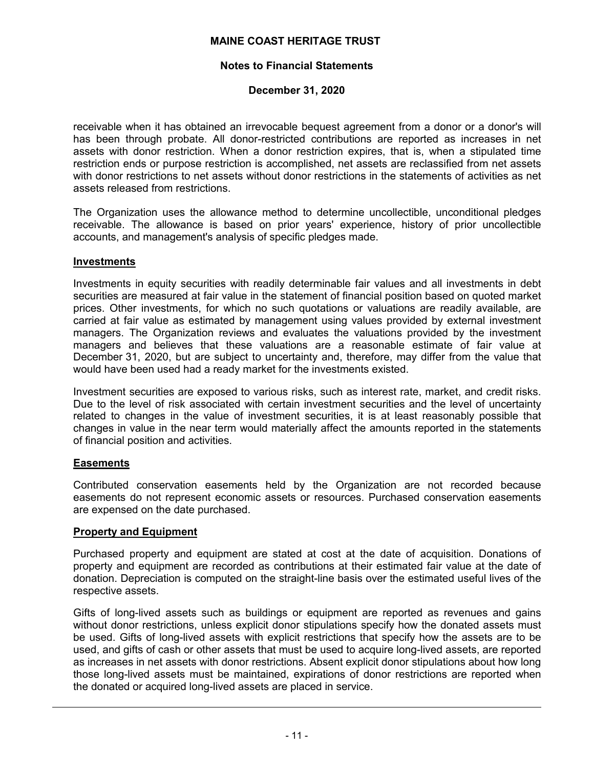receivable when it has obtained an irrevocable bequest agreement from a donor or a donor's will has been through probate. All donor-restricted contributions are reported as increases in net assets with donor restriction. When a donor restriction expires, that is, when a stipulated time restriction ends or purpose restriction is accomplished, net assets are reclassified from net assets with donor restrictions to net assets without donor restrictions in the statements of activities as net assets released from restrictions.

The Organization uses the allowance method to determine uncollectible, unconditional pledges receivable. The allowance is based on prior years' experience, history of prior uncollectible accounts, and management's analysis of specific pledges made.

**Investments**

Investments in equity securities with readily determinable fair values and all investments in debt securities are measured at fair value in the statement of financial position based on quoted market prices. Other investments, for which no such quotations or valuations are readily available, are carried at fair value as estimated by management using values provided by external investment managers. The Organization reviews and evaluates the valuations provided by the investment managers and believes that these valuations are a reasonable estimate of fair value at December 31, 2020, but are subject to uncertainty and, therefore, may differ from the value that would have been used had a ready market for the investments existed.

Investment securities are exposed to various risks, such as interest rate, market, and credit risks. Due to the level of risk associated with certain investment securities and the level of uncertainty related to changes in the value of investment securities, it is at least reasonably possible that changes in value in the near term would materially affect the amounts reported in the statements of financial position and activities.

**Easements**

Contributed conservation easements held by the Organization are not recorded because easements do not represent economic assets or resources. Purchased conservation easements are expensed on the date purchased.

**Property and Equipment**

Purchased property and equipment are stated at cost at the date of acquisition. Donations of property and equipment are recorded as contributions at their estimated fair value at the date of donation. Depreciation is computed on the straight-line basis over the estimated useful lives of the respective assets.

Gifts of long-lived assets such as buildings or equipment are reported as revenues and gains without donor restrictions, unless explicit donor stipulations specify how the donated assets must be used. Gifts of long-lived assets with explicit restrictions that specify how the assets are to be used, and gifts of cash or other assets that must be used to acquire long-lived assets, are reported as increases in net assets with donor restrictions. Absent explicit donor stipulations about how long those long-lived assets must be maintained, expirations of donor restrictions are reported when the donated or acquired long-lived assets are placed in service.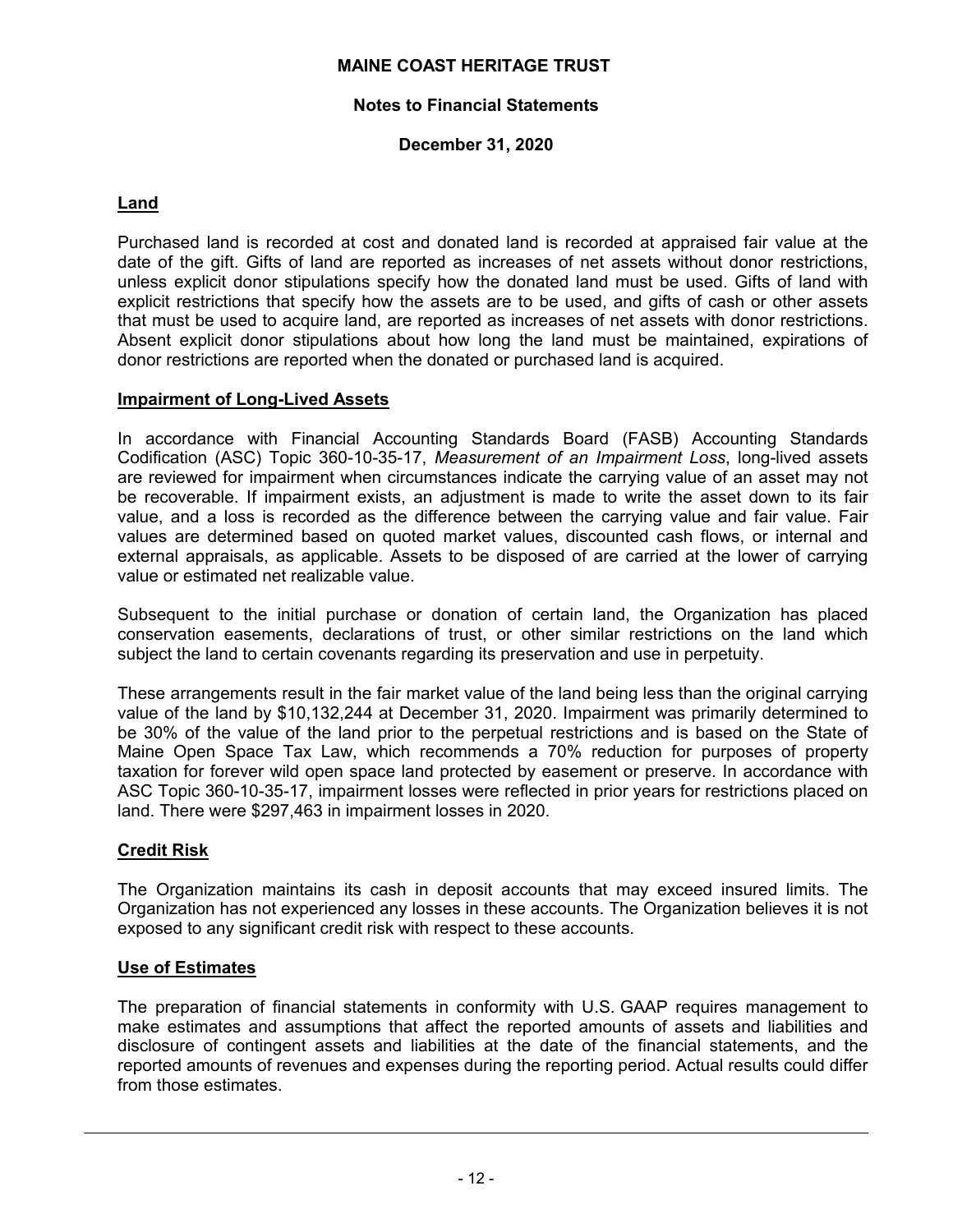## Land

Purchased land is recorded at cost and donated land is recorded at appraised fair value at the date of the gift. Gifts of land are reported as increases of net assets without donor restrictions, unless explicit donor stipulations specify how the donated land must be used. Gifts of land with explicit restrictions that specify how the assets are to be used, and gifts of cash or other assets that must be used to acquire land, are reported as increases of net assets with donor restrictions. Absent explicit donor stipulations about how long the land must be maintained, expirations of donor restrictions are reported when the donated or purchased land is acquired.

## Impairment of Long-Lived Assets

In accordance with Financial Accounting Standards Board (FASB) Accounting Standards Codification (ASC) Topic 360-10-35-17, *Measurement of an Impairment Loss*, long-lived assets are reviewed for impairment when circumstances indicate the carrying value of an asset may not be recoverable. If impairment exists, an adjustment is made to write the asset down to its fair value, and a loss is recorded as the difference between the carrying value and fair value. Fair values are determined based on quoted market values, discounted cash flows, or internal and external appraisals, as applicable. Assets to be disposed of are carried at the lower of carrying value or estimated net realizable value.

Subsequent to the initial purchase or donation of certain land, the Organization has placed conservation easements, declarations of trust, or other similar restrictions on the land which subject the land to certain covenants regarding its preservation and use in perpetuity.

These arrangements result in the fair market value of the land being less than the original carrying value of the land by $10,132,244 at December 31, 2020. Impairment was primarily determined to be 30% of the value of the land prior to the perpetual restrictions and is based on the State of Maine Open Space Tax Law, which recommends a 70% reduction for purposes of property taxation for forever wild open space land protected by easement or preserve. In accordance with ASC Topic 360-10-35-17, impairment losses were reflected in prior years for restrictions placed on land. There were $297,463 in impairment losses in 2020.

## Credit Risk

The Organization maintains its cash in deposit accounts that may exceed insured limits. The Organization has not experienced any losses in these accounts. The Organization believes it is not exposed to any significant credit risk with respect to these accounts.

## Use of Estimates

The preparation of financial statements in conformity with U.S. GAAP requires management to make estimates and assumptions that affect the reported amounts of assets and liabilities and disclosure of contingent assets and liabilities at the date of the financial statements, and the reported amounts of revenues and expenses during the reporting period. Actual results could differ from those estimates.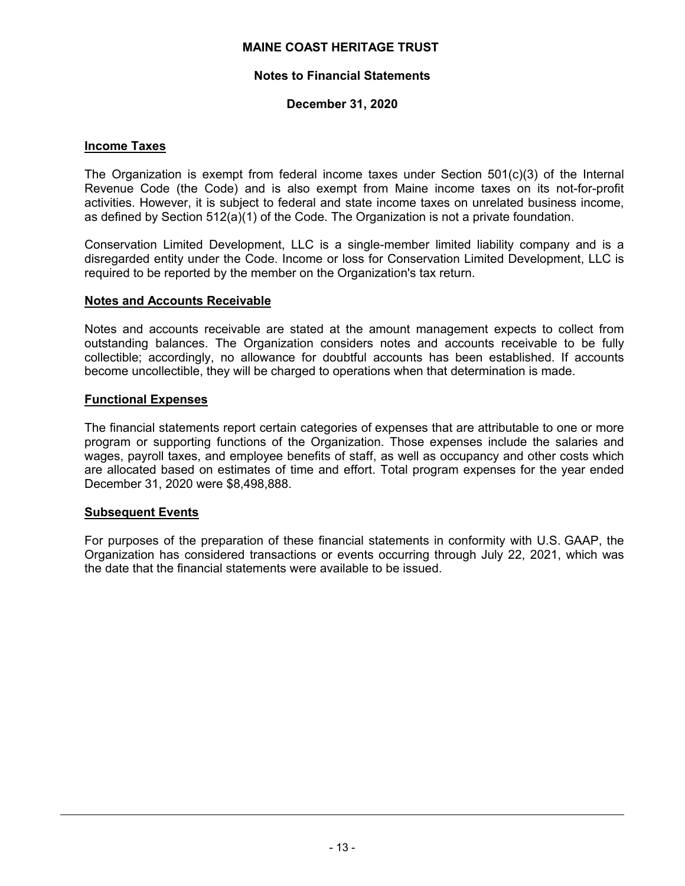### Income Taxes

The Organization is exempt from federal income taxes under Section 501(c)(3) of the Internal Revenue Code (the Code) and is also exempt from Maine income taxes on its not-for-profit activities. However, it is subject to federal and state income taxes on unrelated business income, as defined by Section 512(a)(1) of the Code. The Organization is not a private foundation.

Conservation Limited Development, LLC is a single-member limited liability company and is a disregarded entity under the Code. Income or loss for Conservation Limited Development, LLC is required to be reported by the member on the Organization's tax return.

### Notes and Accounts Receivable

Notes and accounts receivable are stated at the amount management expects to collect from outstanding balances. The Organization considers notes and accounts receivable to be fully collectible; accordingly, no allowance for doubtful accounts has been established. If accounts become uncollectible, they will be charged to operations when that determination is made.

### Functional Expenses

The financial statements report certain categories of expenses that are attributable to one or more program or supporting functions of the Organization. Those expenses include the salaries and wages, payroll taxes, and employee benefits of staff, as well as occupancy and other costs which are allocated based on estimates of time and effort. Total program expenses for the year ended December 31, 2020 were $8,498,888.

### Subsequent Events

For purposes of the preparation of these financial statements in conformity with U.S. GAAP, the Organization has considered transactions or events occurring through July 22, 2021, which was the date that the financial statements were available to be issued.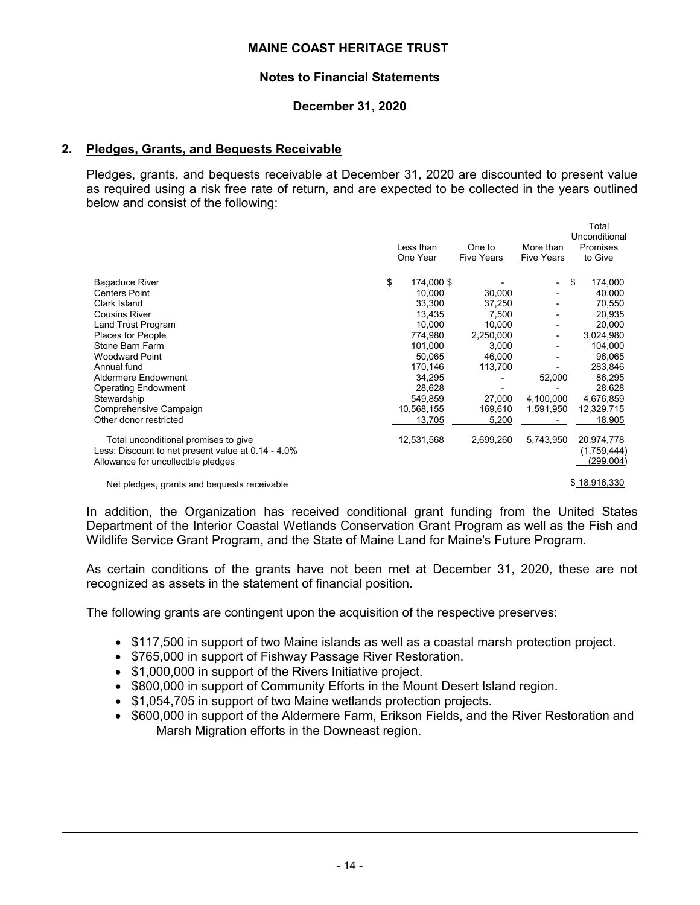## 2. Pledges, Grants, and Bequests Receivable

Pledges, grants, and bequests receivable at December 31, 2020 are discounted to present value as required using a risk free rate of return, and are expected to be collected in the years outlined below and consist of the following:

| | Less than One Year | One to Five Years | More than Five Years | Total Unconditional Promises to Give |
|---|---|---|---|---|
| Bagaduce River | $ 174,000 | $ - | - | $ 174,000 |
| Centers Point | 10,000 | 30,000 | - | 40,000 |
| Clark Island | 33,300 | 37,250 | - | 70,550 |
| Cousins River | 13,435 | 7,500 | - | 20,935 |
| Land Trust Program | 10,000 | 10,000 | - | 20,000 |
| Places for People | 774,980 | 2,250,000 | - | 3,024,980 |
| Stone Barn Farm | 101,000 | 3,000 | - | 104,000 |
| Woodward Point | 50,065 | 46,000 | - | 96,065 |
| Annual fund | 170,146 | 113,700 | - | 283,846 |
| Aldermere Endowment | 34,295 | - | 52,000 | 86,295 |
| Operating Endowment | 28,628 | - | - | 28,628 |
| Stewardship | 549,859 | 27,000 | 4,100,000 | 4,676,859 |
| Comprehensive Campaign | 10,568,155 | 169,610 | 1,591,950 | 12,329,715 |
| Other donor restricted | 13,705 | 5,200 | - | 18,905 |
| Total unconditional promises to give | 12,531,568 | 2,699,260 | 5,743,950 | 20,974,778 |
| Less: Discount to net present value at 0.14 - 4.0% | | | | (1,759,444) |
| Allowance for uncollectble pledges | | | | (299,004) |
| Net pledges, grants and bequests receivable | | | | $ 18,916,330 |

In addition, the Organization has received conditional grant funding from the United States Department of the Interior Coastal Wetlands Conservation Grant Program as well as the Fish and Wildlife Service Grant Program, and the State of Maine Land for Maine's Future Program.

As certain conditions of the grants have not been met at December 31, 2020, these are not recognized as assets in the statement of financial position.

The following grants are contingent upon the acquisition of the respective preserves:

- $117,500 in support of two Maine islands as well as a coastal marsh protection project.
- $765,000 in support of Fishway Passage River Restoration.
- $1,000,000 in support of the Rivers Initiative project.
- $800,000 in support of Community Efforts in the Mount Desert Island region.
- $1,054,705 in support of two Maine wetlands protection projects.
- $600,000 in support of the Aldermere Farm, Erikson Fields, and the River Restoration and Marsh Migration efforts in the Downeast region.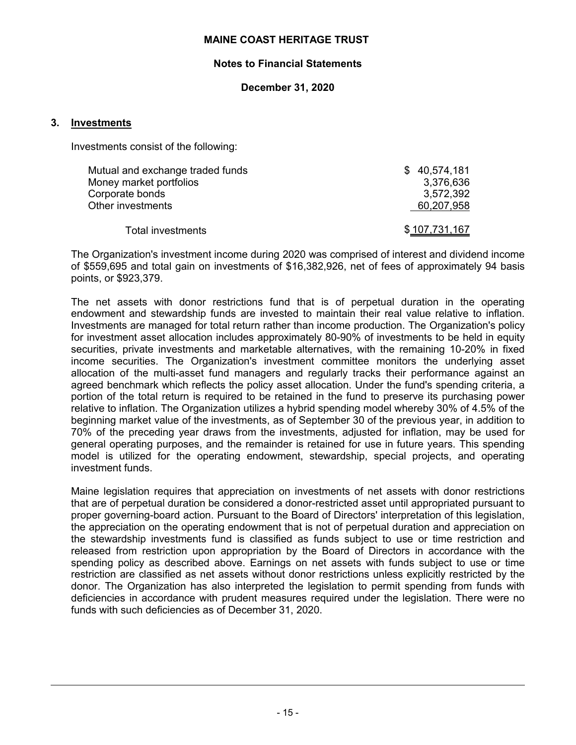**MAINE COAST HERITAGE TRUST**

**Notes to Financial Statements**

**December 31, 2020**

## 3. Investments

Investments consist of the following:

| | |
|---|---|
| Mutual and exchange traded funds | $ 40,574,181 |
| Money market portfolios | 3,376,636 |
| Corporate bonds | 3,572,392 |
| Other investments | 60,207,958 |
| Total investments | $ 107,731,167 |

The Organization's investment income during 2020 was comprised of interest and dividend income of $559,695 and total gain on investments of $16,382,926, net of fees of approximately 94 basis points, or $923,379.

The net assets with donor restrictions fund that is of perpetual duration in the operating endowment and stewardship funds are invested to maintain their real value relative to inflation. Investments are managed for total return rather than income production. The Organization's policy for investment asset allocation includes approximately 80-90% of investments to be held in equity securities, private investments and marketable alternatives, with the remaining 10-20% in fixed income securities. The Organization's investment committee monitors the underlying asset allocation of the multi-asset fund managers and regularly tracks their performance against an agreed benchmark which reflects the policy asset allocation. Under the fund's spending criteria, a portion of the total return is required to be retained in the fund to preserve its purchasing power relative to inflation. The Organization utilizes a hybrid spending model whereby 30% of 4.5% of the beginning market value of the investments, as of September 30 of the previous year, in addition to 70% of the preceding year draws from the investments, adjusted for inflation, may be used for general operating purposes, and the remainder is retained for use in future years. This spending model is utilized for the operating endowment, stewardship, special projects, and operating investment funds.

Maine legislation requires that appreciation on investments of net assets with donor restrictions that are of perpetual duration be considered a donor-restricted asset until appropriated pursuant to proper governing-board action. Pursuant to the Board of Directors' interpretation of this legislation, the appreciation on the operating endowment that is not of perpetual duration and appreciation on the stewardship investments fund is classified as funds subject to use or time restriction and released from restriction upon appropriation by the Board of Directors in accordance with the spending policy as described above. Earnings on net assets with funds subject to use or time restriction are classified as net assets without donor restrictions unless explicitly restricted by the donor. The Organization has also interpreted the legislation to permit spending from funds with deficiencies in accordance with prudent measures required under the legislation. There were no funds with such deficiencies as of December 31, 2020.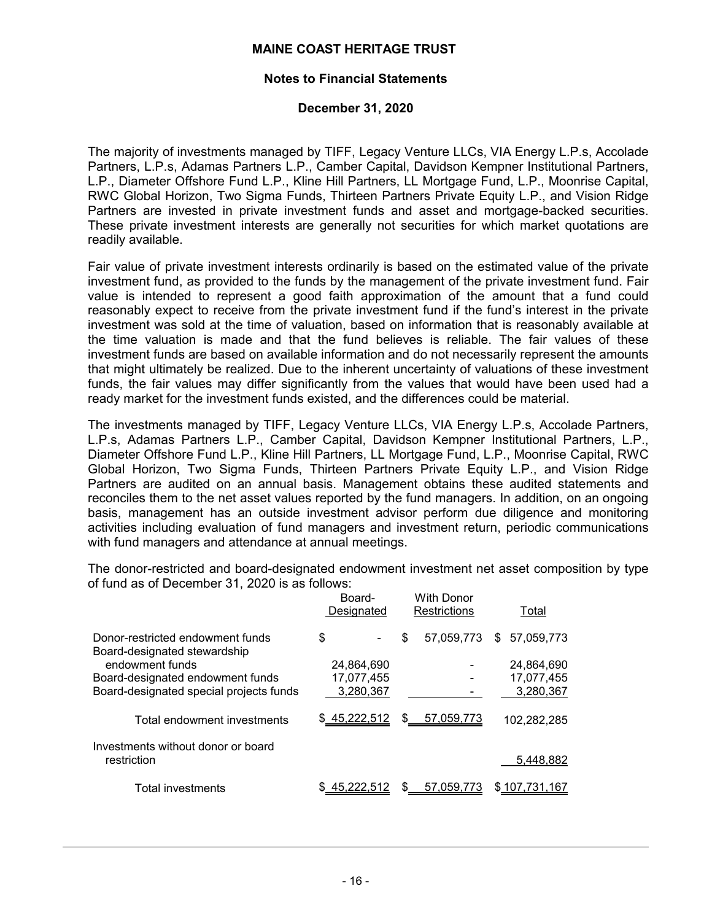The majority of investments managed by TIFF, Legacy Venture LLCs, VIA Energy L.P.s, Accolade Partners, L.P.s, Adamas Partners L.P., Camber Capital, Davidson Kempner Institutional Partners, L.P., Diameter Offshore Fund L.P., Kline Hill Partners, LL Mortgage Fund, L.P., Moonrise Capital, RWC Global Horizon, Two Sigma Funds, Thirteen Partners Private Equity L.P., and Vision Ridge Partners are invested in private investment funds and asset and mortgage-backed securities. These private investment interests are generally not securities for which market quotations are readily available.

Fair value of private investment interests ordinarily is based on the estimated value of the private investment fund, as provided to the funds by the management of the private investment fund. Fair value is intended to represent a good faith approximation of the amount that a fund could reasonably expect to receive from the private investment fund if the fund's interest in the private investment was sold at the time of valuation, based on information that is reasonably available at the time valuation is made and that the fund believes is reliable. The fair values of these investment funds are based on available information and do not necessarily represent the amounts that might ultimately be realized. Due to the inherent uncertainty of valuations of these investment funds, the fair values may differ significantly from the values that would have been used had a ready market for the investment funds existed, and the differences could be material.

The investments managed by TIFF, Legacy Venture LLCs, VIA Energy L.P.s, Accolade Partners, L.P.s, Adamas Partners L.P., Camber Capital, Davidson Kempner Institutional Partners, L.P., Diameter Offshore Fund L.P., Kline Hill Partners, LL Mortgage Fund, L.P., Moonrise Capital, RWC Global Horizon, Two Sigma Funds, Thirteen Partners Private Equity L.P., and Vision Ridge Partners are audited on an annual basis. Management obtains these audited statements and reconciles them to the net asset values reported by the fund managers. In addition, on an ongoing basis, management has an outside investment advisor perform due diligence and monitoring activities including evaluation of fund managers and investment return, periodic communications with fund managers and attendance at annual meetings.

The donor-restricted and board-designated endowment investment net asset composition by type of fund as of December 31, 2020 is as follows:

| | Board-Designated | With Donor Restrictions | Total |
|---|---|---|---|
| Donor-restricted endowment funds | $ - | $ 57,059,773 | $ 57,059,773 |
| Board-designated stewardship endowment funds | 24,864,690 | - | 24,864,690 |
| Board-designated endowment funds | 17,077,455 | - | 17,077,455 |
| Board-designated special projects funds | 3,280,367 | - | 3,280,367 |
| Total endowment investments | $ 45,222,512 | $ 57,059,773 | 102,282,285 |
| Investments without donor or board restriction | | | 5,448,882 |
| Total investments | $ 45,222,512 | $ 57,059,773 | $ 107,731,167 |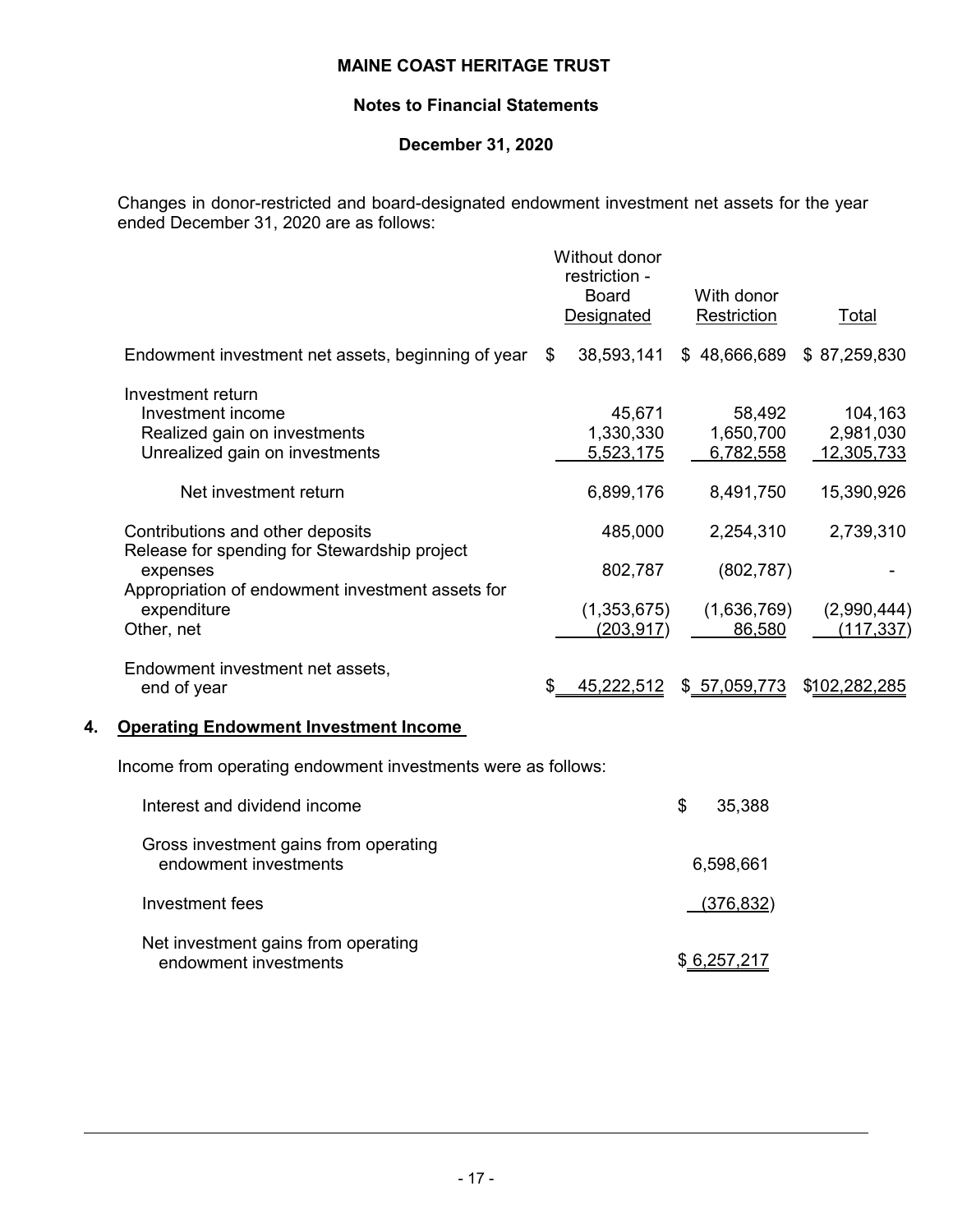Changes in donor-restricted and board-designated endowment investment net assets for the year ended December 31, 2020 are as follows:

| | Without donor restriction - Board Designated | With donor Restriction | Total |
|---|---|---|---|
| Endowment investment net assets, beginning of year | $ 38,593,141 | $ 48,666,689 | $ 87,259,830 |
| Investment return | | | |
| Investment income | 45,671 | 58,492 | 104,163 |
| Realized gain on investments | 1,330,330 | 1,650,700 | 2,981,030 |
| Unrealized gain on investments | 5,523,175 | 6,782,558 | 12,305,733 |
| Net investment return | 6,899,176 | 8,491,750 | 15,390,926 |
| Contributions and other deposits | 485,000 | 2,254,310 | 2,739,310 |
| Release for spending for Stewardship project expenses | 802,787 | (802,787) | - |
| Appropriation of endowment investment assets for expenditure | (1,353,675) | (1,636,769) | (2,990,444) |
| Other, net | (203,917) | 86,580 | (117,337) |
| Endowment investment net assets, end of year | $ 45,222,512 | $ 57,059,773 | $102,282,285 |

## 4. Operating Endowment Investment Income

Income from operating endowment investments were as follows:

| | |
|---|---|
| Interest and dividend income | $ 35,388 |
| Gross investment gains from operating endowment investments | 6,598,661 |
| Investment fees | (376,832) |
| Net investment gains from operating endowment investments | $ 6,257,217 |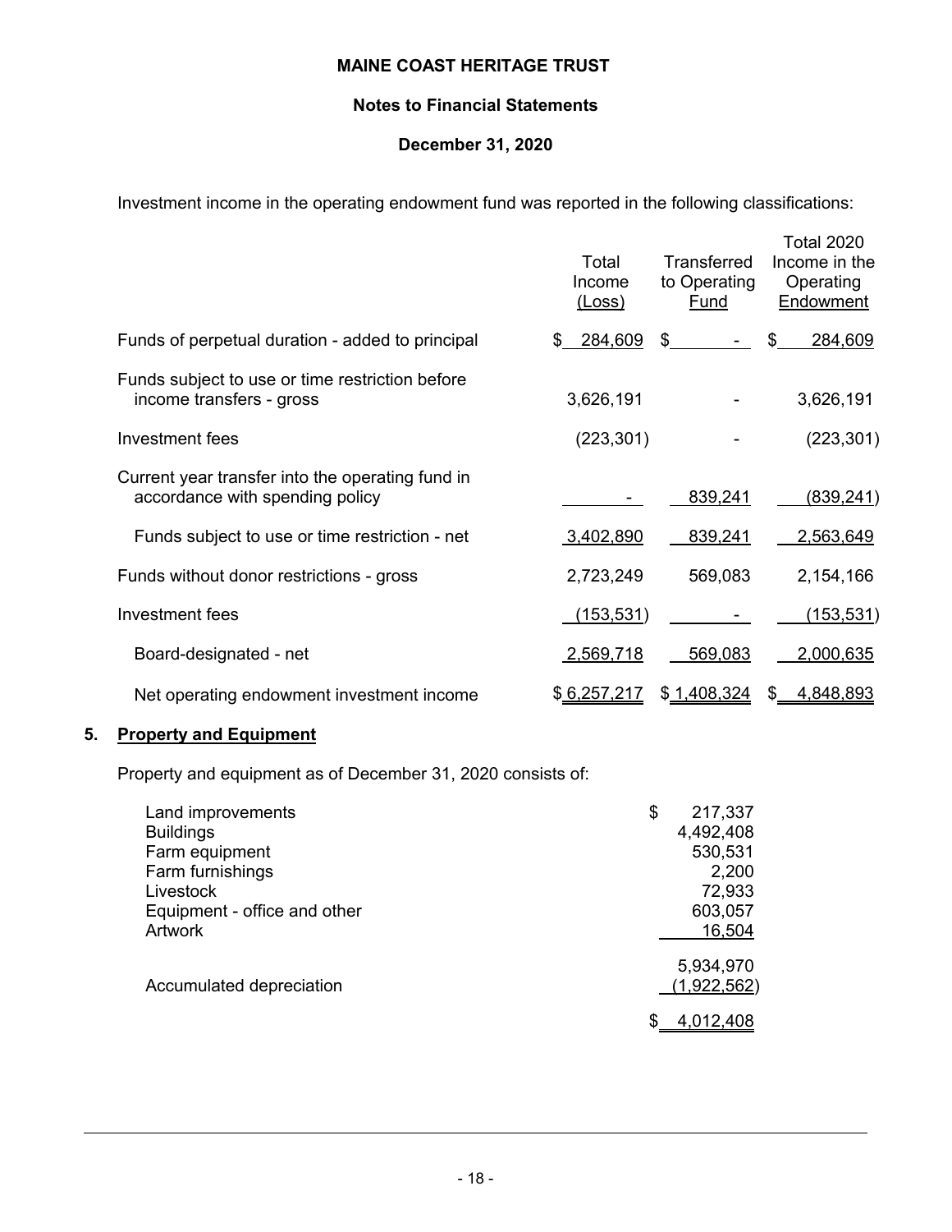Investment income in the operating endowment fund was reported in the following classifications:

| | Total Income (Loss) | Transferred to Operating Fund | Total 2020 Income in the Operating Endowment |
|---|---|---|---|
| Funds of perpetual duration - added to principal | $ 284,609 | $ - | $ 284,609 |
| Funds subject to use or time restriction before income transfers - gross | 3,626,191 | - | 3,626,191 |
| Investment fees | (223,301) | - | (223,301) |
| Current year transfer into the operating fund in accordance with spending policy | - | 839,241 | (839,241) |
| Funds subject to use or time restriction - net | 3,402,890 | 839,241 | 2,563,649 |
| Funds without donor restrictions - gross | 2,723,249 | 569,083 | 2,154,166 |
| Investment fees | (153,531) | - | (153,531) |
| Board-designated - net | 2,569,718 | 569,083 | 2,000,635 |
| Net operating endowment investment income | $ 6,257,217 | $ 1,408,324 | $ 4,848,893 |

## 5. Property and Equipment

Property and equipment as of December 31, 2020 consists of:

| | |
|---|---|
| Land improvements | $ 217,337 |
| Buildings | 4,492,408 |
| Farm equipment | 530,531 |
| Farm furnishings | 2,200 |
| Livestock | 72,933 |
| Equipment - office and other | 603,057 |
| Artwork | 16,504 |
| | 5,934,970 |
| Accumulated depreciation | (1,922,562) |
| | $ 4,012,408 |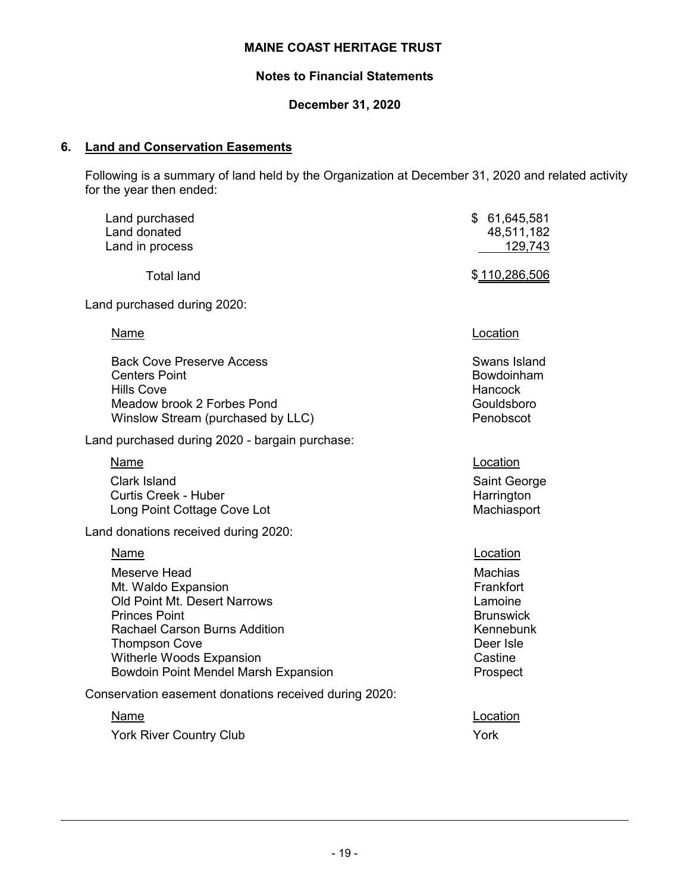**MAINE COAST HERITAGE TRUST**

**Notes to Financial Statements**

**December 31, 2020**

## 6. Land and Conservation Easements

Following is a summary of land held by the Organization at December 31, 2020 and related activity for the year then ended:

| | |
|---|---|
| Land purchased | $ 61,645,581 |
| Land donated | 48,511,182 |
| Land in process | 129,743 |
| Total land | $ 110,286,506 |

Land purchased during 2020:

| Name | Location |
|---|---|
| Back Cove Preserve Access | Swans Island |
| Centers Point | Bowdoinham |
| Hills Cove | Hancock |
| Meadow brook 2 Forbes Pond | Gouldsboro |
| Winslow Stream (purchased by LLC) | Penobscot |

Land purchased during 2020 - bargain purchase:

| Name | Location |
|---|---|
| Clark Island | Saint George |
| Curtis Creek - Huber | Harrington |
| Long Point Cottage Cove Lot | Machiasport |

Land donations received during 2020:

| Name | Location |
|---|---|
| Meserve Head | Machias |
| Mt. Waldo Expansion | Frankfort |
| Old Point Mt. Desert Narrows | Lamoine |
| Princes Point | Brunswick |
| Rachael Carson Burns Addition | Kennebunk |
| Thompson Cove | Deer Isle |
| Witherle Woods Expansion | Castine |
| Bowdoin Point Mendel Marsh Expansion | Prospect |

Conservation easement donations received during 2020:

| Name | Location |
|---|---|
| York River Country Club | York |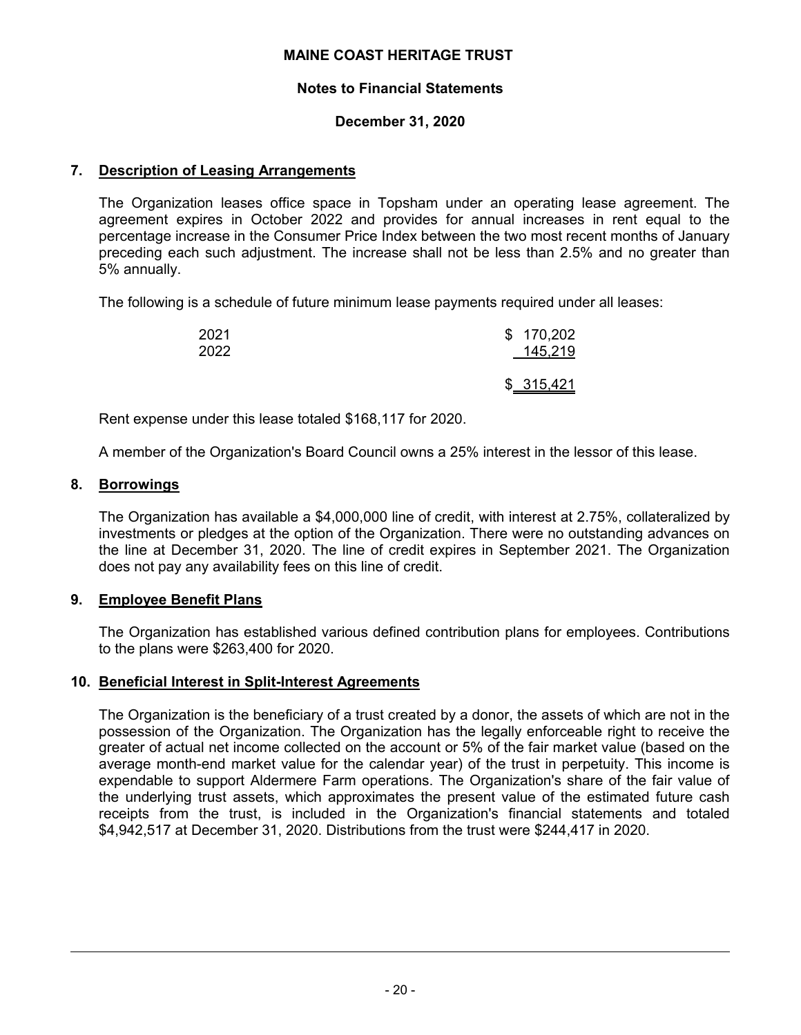**MAINE COAST HERITAGE TRUST**

**Notes to Financial Statements**

**December 31, 2020**

## 7. Description of Leasing Arrangements

The Organization leases office space in Topsham under an operating lease agreement. The agreement expires in October 2022 and provides for annual increases in rent equal to the percentage increase in the Consumer Price Index between the two most recent months of January preceding each such adjustment. The increase shall not be less than 2.5% and no greater than 5% annually.

The following is a schedule of future minimum lease payments required under all leases:

| | |
|---|---|
| 2021 | $ 170,202 |
| 2022 | 145,219 |
| | $ 315,421 |

Rent expense under this lease totaled $168,117 for 2020.

A member of the Organization's Board Council owns a 25% interest in the lessor of this lease.

## 8. Borrowings

The Organization has available a $4,000,000 line of credit, with interest at 2.75%, collateralized by investments or pledges at the option of the Organization. There were no outstanding advances on the line at December 31, 2020. The line of credit expires in September 2021. The Organization does not pay any availability fees on this line of credit.

## 9. Employee Benefit Plans

The Organization has established various defined contribution plans for employees. Contributions to the plans were $263,400 for 2020.

## 10. Beneficial Interest in Split-Interest Agreements

The Organization is the beneficiary of a trust created by a donor, the assets of which are not in the possession of the Organization. The Organization has the legally enforceable right to receive the greater of actual net income collected on the account or 5% of the fair market value (based on the average month-end market value for the calendar year) of the trust in perpetuity. This income is expendable to support Aldermere Farm operations. The Organization's share of the fair value of the underlying trust assets, which approximates the present value of the estimated future cash receipts from the trust, is included in the Organization's financial statements and totaled $4,942,517 at December 31, 2020. Distributions from the trust were $244,417 in 2020.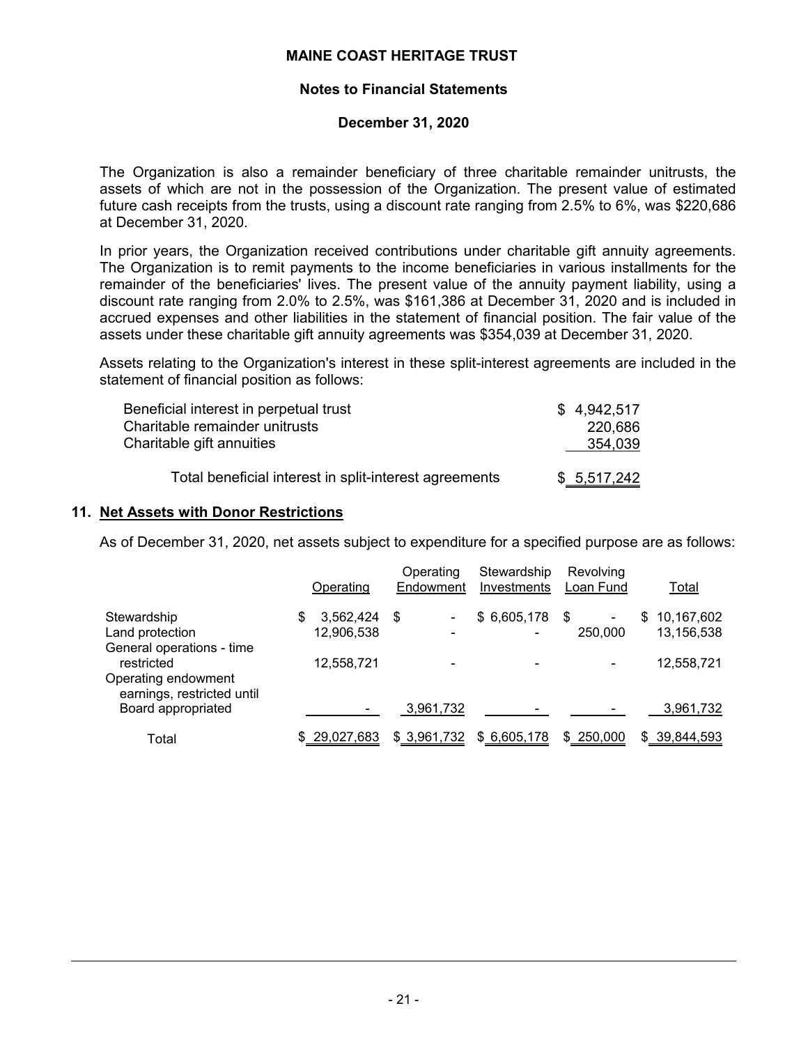The Organization is also a remainder beneficiary of three charitable remainder unitrusts, the assets of which are not in the possession of the Organization. The present value of estimated future cash receipts from the trusts, using a discount rate ranging from 2.5% to 6%, was $220,686 at December 31, 2020.

In prior years, the Organization received contributions under charitable gift annuity agreements. The Organization is to remit payments to the income beneficiaries in various installments for the remainder of the beneficiaries' lives. The present value of the annuity payment liability, using a discount rate ranging from 2.0% to 2.5%, was $161,386 at December 31, 2020 and is included in accrued expenses and other liabilities in the statement of financial position. The fair value of the assets under these charitable gift annuity agreements was $354,039 at December 31, 2020.

Assets relating to the Organization's interest in these split-interest agreements are included in the statement of financial position as follows:

| | |
|---|---|
| Beneficial interest in perpetual trust | $ 4,942,517 |
| Charitable remainder unitrusts | 220,686 |
| Charitable gift annuities | 354,039 |
| Total beneficial interest in split-interest agreements | $ 5,517,242 |

## 11. Net Assets with Donor Restrictions

As of December 31, 2020, net assets subject to expenditure for a specified purpose are as follows:

| | Operating | Operating Endowment | Stewardship Investments | Revolving Loan Fund | Total |
|---|---|---|---|---|---|
| Stewardship | $ 3,562,424 | $ - | $ 6,605,178 | $ - | $ 10,167,602 |
| Land protection | 12,906,538 | - | - | 250,000 | 13,156,538 |
| General operations - time restricted | 12,558,721 | - | - | - | 12,558,721 |
| Operating endowment earnings, restricted until Board appropriated | - | 3,961,732 | - | - | 3,961,732 |
| Total | $ 29,027,683 | $ 3,961,732 | $ 6,605,178 | $ 250,000 | $ 39,844,593 |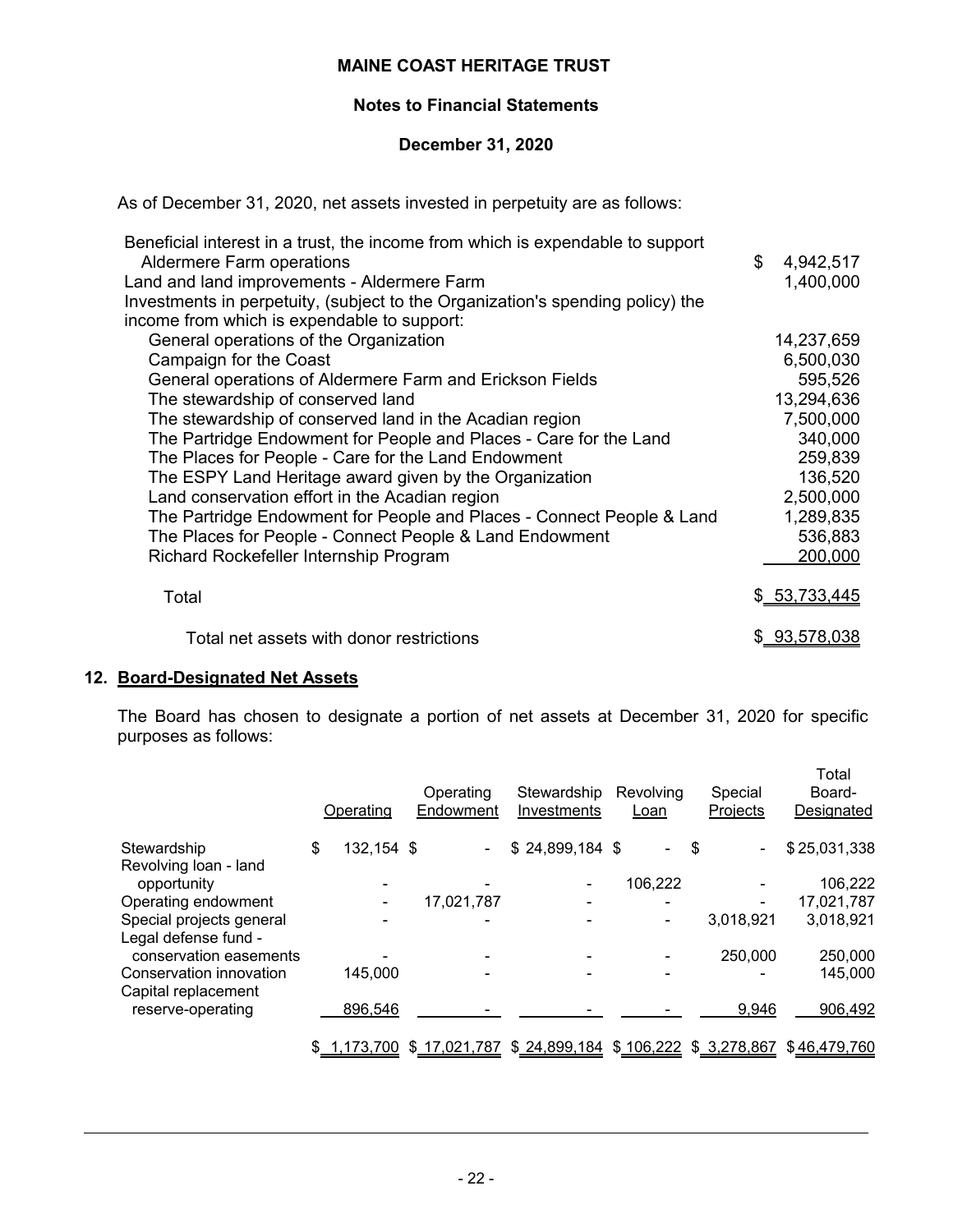As of December 31, 2020, net assets invested in perpetuity are as follows:

| | |
|---|---|
| Beneficial interest in a trust, the income from which is expendable to support Aldermere Farm operations | $ 4,942,517 |
| Land and land improvements - Aldermere Farm | 1,400,000 |
| Investments in perpetuity, (subject to the Organization's spending policy) the income from which is expendable to support: | |
| General operations of the Organization | 14,237,659 |
| Campaign for the Coast | 6,500,030 |
| General operations of Aldermere Farm and Erickson Fields | 595,526 |
| The stewardship of conserved land | 13,294,636 |
| The stewardship of conserved land in the Acadian region | 7,500,000 |
| The Partridge Endowment for People and Places - Care for the Land | 340,000 |
| The Places for People - Care for the Land Endowment | 259,839 |
| The ESPY Land Heritage award given by the Organization | 136,520 |
| Land conservation effort in the Acadian region | 2,500,000 |
| The Partridge Endowment for People and Places - Connect People & Land | 1,289,835 |
| The Places for People - Connect People & Land Endowment | 536,883 |
| Richard Rockefeller Internship Program | 200,000 |
| Total | $ 53,733,445 |
| Total net assets with donor restrictions | $ 93,578,038 |

## 12. Board-Designated Net Assets

The Board has chosen to designate a portion of net assets at December 31, 2020 for specific purposes as follows:

| | Operating | Operating Endowment | Stewardship Investments | Revolving Loan | Special Projects | Total Board-Designated |
|---|---|---|---|---|---|---|
| Stewardship | $ 132,154 | $ - | $ 24,899,184 | $ - | $ - | $ 25,031,338 |
| Revolving loan - land opportunity | - | - | - | 106,222 | - | 106,222 |
| Operating endowment | - | 17,021,787 | - | - | - | 17,021,787 |
| Special projects general | - | - | - | - | 3,018,921 | 3,018,921 |
| Legal defense fund - conservation easements | - | - | - | - | 250,000 | 250,000 |
| Conservation innovation | 145,000 | - | - | - | - | 145,000 |
| Capital replacement reserve-operating | 896,546 | - | - | - | 9,946 | 906,492 |
| | $ 1,173,700 | $ 17,021,787 | $ 24,899,184 | $ 106,222 | $ 3,278,867 | $ 46,479,760 |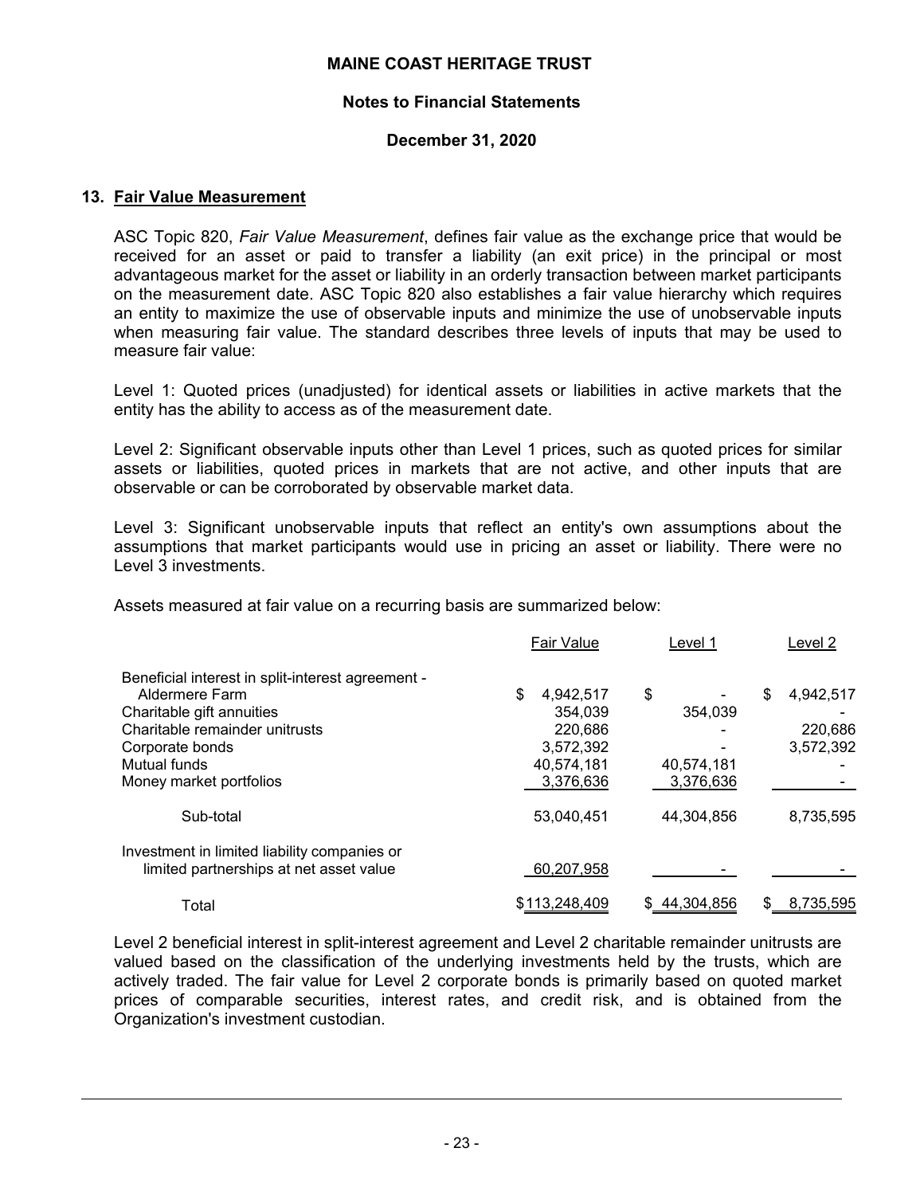**MAINE COAST HERITAGE TRUST**

**Notes to Financial Statements**

**December 31, 2020**

## 13. Fair Value Measurement

ASC Topic 820, *Fair Value Measurement*, defines fair value as the exchange price that would be received for an asset or paid to transfer a liability (an exit price) in the principal or most advantageous market for the asset or liability in an orderly transaction between market participants on the measurement date. ASC Topic 820 also establishes a fair value hierarchy which requires an entity to maximize the use of observable inputs and minimize the use of unobservable inputs when measuring fair value. The standard describes three levels of inputs that may be used to measure fair value:

Level 1: Quoted prices (unadjusted) for identical assets or liabilities in active markets that the entity has the ability to access as of the measurement date.

Level 2: Significant observable inputs other than Level 1 prices, such as quoted prices for similar assets or liabilities, quoted prices in markets that are not active, and other inputs that are observable or can be corroborated by observable market data.

Level 3: Significant unobservable inputs that reflect an entity's own assumptions about the assumptions that market participants would use in pricing an asset or liability. There were no Level 3 investments.

Assets measured at fair value on a recurring basis are summarized below:

| | Fair Value | Level 1 | Level 2 |
|---|---|---|---|
| Beneficial interest in split-interest agreement - Aldermere Farm | $ 4,942,517 | $ - | $ 4,942,517 |
| Charitable gift annuities | 354,039 | 354,039 | - |
| Charitable remainder unitrusts | 220,686 | - | 220,686 |
| Corporate bonds | 3,572,392 | - | 3,572,392 |
| Mutual funds | 40,574,181 | 40,574,181 | - |
| Money market portfolios | 3,376,636 | 3,376,636 | - |
| Sub-total | 53,040,451 | 44,304,856 | 8,735,595 |
| Investment in limited liability companies or limited partnerships at net asset value | 60,207,958 | - | - |
| Total | $113,248,409 | $ 44,304,856 | $ 8,735,595 |

Level 2 beneficial interest in split-interest agreement and Level 2 charitable remainder unitrusts are valued based on the classification of the underlying investments held by the trusts, which are actively traded. The fair value for Level 2 corporate bonds is primarily based on quoted market prices of comparable securities, interest rates, and credit risk, and is obtained from the Organization's investment custodian.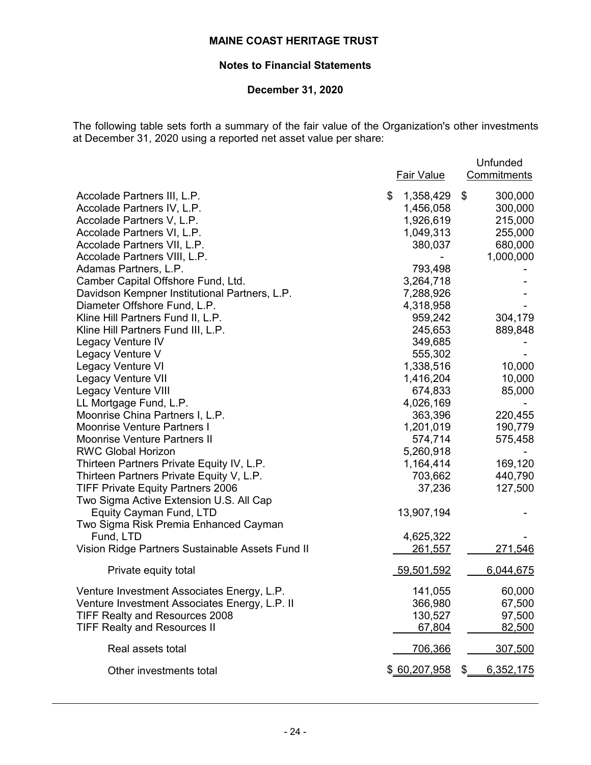# MAINE COAST HERITAGE TRUST

## Notes to Financial Statements

## December 31, 2020

The following table sets forth a summary of the fair value of the Organization's other investments at December 31, 2020 using a reported net asset value per share:

| | Fair Value | Unfunded Commitments |
|---|---|---|
| Accolade Partners III, L.P. | $ 1,358,429 | $ 300,000 |
| Accolade Partners IV, L.P. | 1,456,058 | 300,000 |
| Accolade Partners V, L.P. | 1,926,619 | 215,000 |
| Accolade Partners VI, L.P. | 1,049,313 | 255,000 |
| Accolade Partners VII, L.P. | 380,037 | 680,000 |
| Accolade Partners VIII, L.P. | - | 1,000,000 |
| Adamas Partners, L.P. | 793,498 | - |
| Camber Capital Offshore Fund, Ltd. | 3,264,718 | - |
| Davidson Kempner Institutional Partners, L.P. | 7,288,926 | - |
| Diameter Offshore Fund, L.P. | 4,318,958 | - |
| Kline Hill Partners Fund II, L.P. | 959,242 | 304,179 |
| Kline Hill Partners Fund III, L.P. | 245,653 | 889,848 |
| Legacy Venture IV | 349,685 | - |
| Legacy Venture V | 555,302 | - |
| Legacy Venture VI | 1,338,516 | 10,000 |
| Legacy Venture VII | 1,416,204 | 10,000 |
| Legacy Venture VIII | 674,833 | 85,000 |
| LL Mortgage Fund, L.P. | 4,026,169 | - |
| Moonrise China Partners I, L.P. | 363,396 | 220,455 |
| Moonrise Venture Partners I | 1,201,019 | 190,779 |
| Moonrise Venture Partners II | 574,714 | 575,458 |
| RWC Global Horizon | 5,260,918 | - |
| Thirteen Partners Private Equity IV, L.P. | 1,164,414 | 169,120 |
| Thirteen Partners Private Equity V, L.P. | 703,662 | 440,790 |
| TIFF Private Equity Partners 2006 | 37,236 | 127,500 |
| Two Sigma Active Extension U.S. All Cap Equity Cayman Fund, LTD | 13,907,194 | - |
| Two Sigma Risk Premia Enhanced Cayman Fund, LTD | 4,625,322 | - |
| Vision Ridge Partners Sustainable Assets Fund II | 261,557 | 271,546 |
| Private equity total | 59,501,592 | 6,044,675 |
| Venture Investment Associates Energy, L.P. | 141,055 | 60,000 |
| Venture Investment Associates Energy, L.P. II | 366,980 | 67,500 |
| TIFF Realty and Resources 2008 | 130,527 | 97,500 |
| TIFF Realty and Resources II | 67,804 | 82,500 |
| Real assets total | 706,366 | 307,500 |
| Other investments total | $ 60,207,958 | $ 6,352,175 |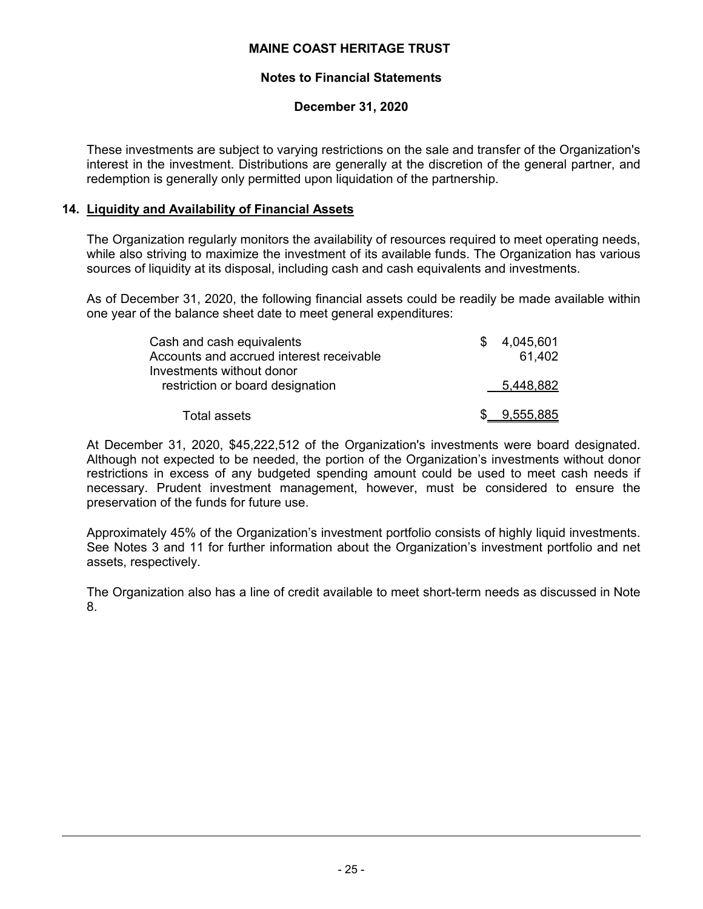These investments are subject to varying restrictions on the sale and transfer of the Organization's interest in the investment. Distributions are generally at the discretion of the general partner, and redemption is generally only permitted upon liquidation of the partnership.

## 14. Liquidity and Availability of Financial Assets

The Organization regularly monitors the availability of resources required to meet operating needs, while also striving to maximize the investment of its available funds. The Organization has various sources of liquidity at its disposal, including cash and cash equivalents and investments.

As of December 31, 2020, the following financial assets could be readily be made available within one year of the balance sheet date to meet general expenditures:

| | |
|---|---|
| Cash and cash equivalents | $ 4,045,601 |
| Accounts and accrued interest receivable | 61,402 |
| Investments without donor restriction or board designation | 5,448,882 |
| Total assets | $ 9,555,885 |

At December 31, 2020, $45,222,512 of the Organization's investments were board designated. Although not expected to be needed, the portion of the Organization's investments without donor restrictions in excess of any budgeted spending amount could be used to meet cash needs if necessary. Prudent investment management, however, must be considered to ensure the preservation of the funds for future use.

Approximately 45% of the Organization's investment portfolio consists of highly liquid investments. See Notes 3 and 11 for further information about the Organization's investment portfolio and net assets, respectively.

The Organization also has a line of credit available to meet short-term needs as discussed in Note 8.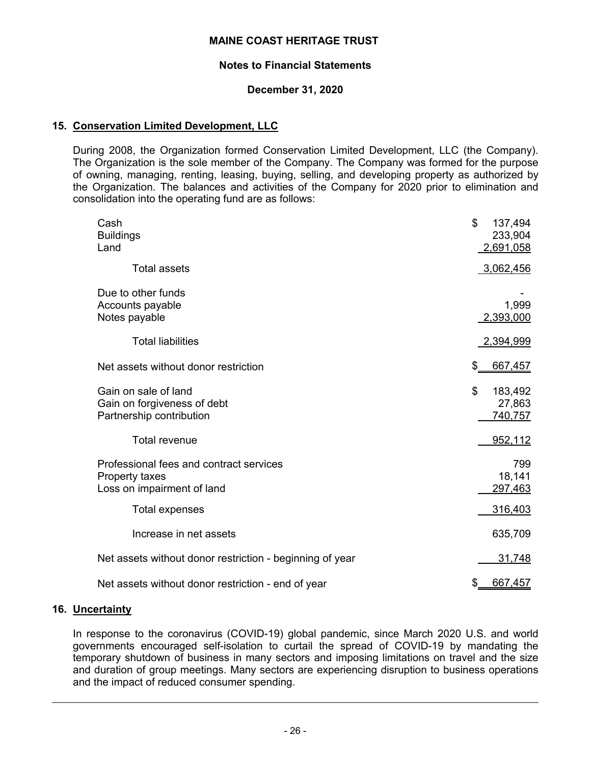**MAINE COAST HERITAGE TRUST**

**Notes to Financial Statements**

**December 31, 2020**

## 15. Conservation Limited Development, LLC

During 2008, the Organization formed Conservation Limited Development, LLC (the Company). The Organization is the sole member of the Company. The Company was formed for the purpose of owning, managing, renting, leasing, buying, selling, and developing property as authorized by the Organization. The balances and activities of the Company for 2020 prior to elimination and consolidation into the operating fund are as follows:

| | |
|---|---|
| Cash | $ 137,494 |
| Buildings | 233,904 |
| Land | 2,691,058 |
| Total assets | 3,062,456 |
| Due to other funds | - |
| Accounts payable | 1,999 |
| Notes payable | 2,393,000 |
| Total liabilities | 2,394,999 |
| Net assets without donor restriction | $ 667,457 |
| Gain on sale of land | $ 183,492 |
| Gain on forgiveness of debt | 27,863 |
| Partnership contribution | 740,757 |
| Total revenue | 952,112 |
| Professional fees and contract services | 799 |
| Property taxes | 18,141 |
| Loss on impairment of land | 297,463 |
| Total expenses | 316,403 |
| Increase in net assets | 635,709 |
| Net assets without donor restriction - beginning of year | 31,748 |
| Net assets without donor restriction - end of year | $ 667,457 |

## 16. Uncertainty

In response to the coronavirus (COVID-19) global pandemic, since March 2020 U.S. and world governments encouraged self-isolation to curtail the spread of COVID-19 by mandating the temporary shutdown of business in many sectors and imposing limitations on travel and the size and duration of group meetings. Many sectors are experiencing disruption to business operations and the impact of reduced consumer spending.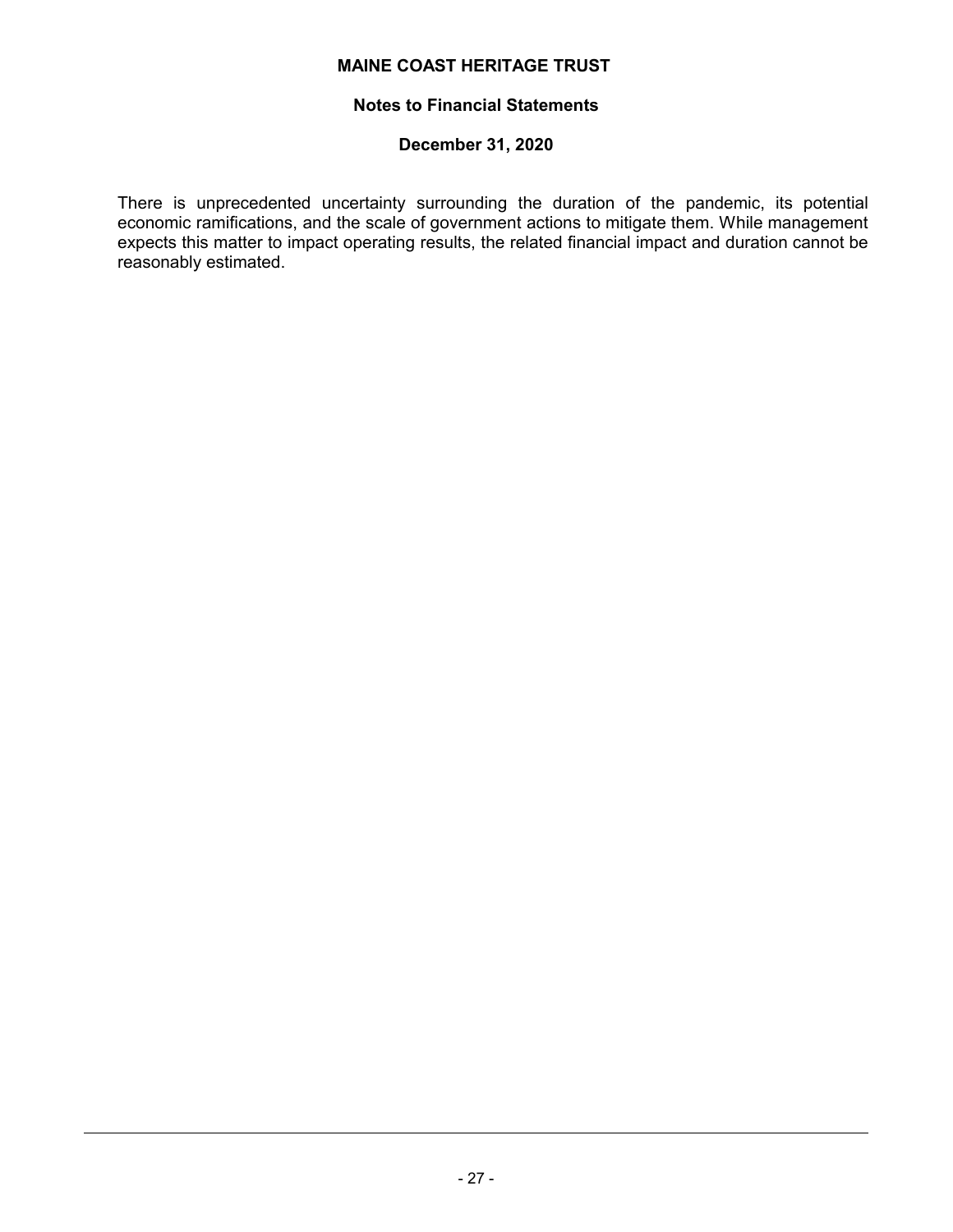There is unprecedented uncertainty surrounding the duration of the pandemic, its potential economic ramifications, and the scale of government actions to mitigate them. While management expects this matter to impact operating results, the related financial impact and duration cannot be reasonably estimated.